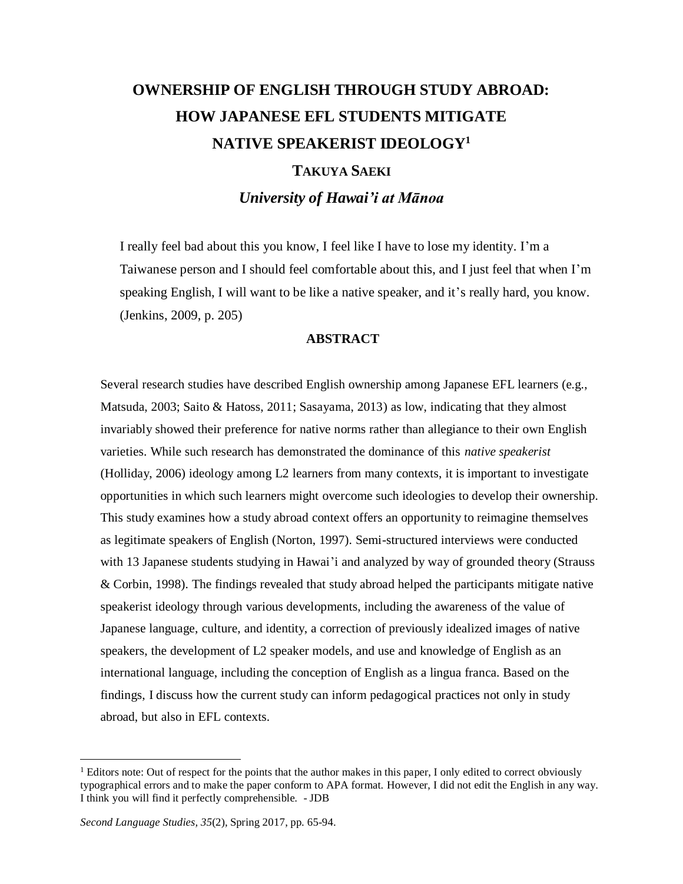# OWNERSHIP OF ENGLISH THROUGH STUDY ABROAD: HOW JAPANESE EFL STUDENTS MITIGATE NATIVE SPEAKERIST IDEOLOGY[1]

**TAKUYA SAEKI**

***University of Hawai'i at Mānoa***

> I really feel bad about this you know, I feel like I have to lose my identity. I'm a Taiwanese person and I should feel comfortable about this, and I just feel that when I'm speaking English, I will want to be like a native speaker, and it's really hard, you know. (Jenkins, 2009, p. 205)

## ABSTRACT

Several research studies have described English ownership among Japanese EFL learners (e.g., Matsuda, 2003; Saito & Hatoss, 2011; Sasayama, 2013) as low, indicating that they almost invariably showed their preference for native norms rather than allegiance to their own English varieties. While such research has demonstrated the dominance of this *native speakerist* (Holliday, 2006) ideology among L2 learners from many contexts, it is important to investigate opportunities in which such learners might overcome such ideologies to develop their ownership. This study examines how a study abroad context offers an opportunity to reimagine themselves as legitimate speakers of English (Norton, 1997). Semi-structured interviews were conducted with 13 Japanese students studying in Hawai'i and analyzed by way of grounded theory (Strauss & Corbin, 1998). The findings revealed that study abroad helped the participants mitigate native speakerist ideology through various developments, including the awareness of the value of Japanese language, culture, and identity, a correction of previously idealized images of native speakers, the development of L2 speaker models, and use and knowledge of English as an international language, including the conception of English as a lingua franca. Based on the findings, I discuss how the current study can inform pedagogical practices not only in study abroad, but also in EFL contexts.

---

[1] Editors note: Out of respect for the points that the author makes in this paper, I only edited to correct obviously typographical errors and to make the paper conform to APA format. However, I did not edit the English in any way. I think you will find it perfectly comprehensible. - JDB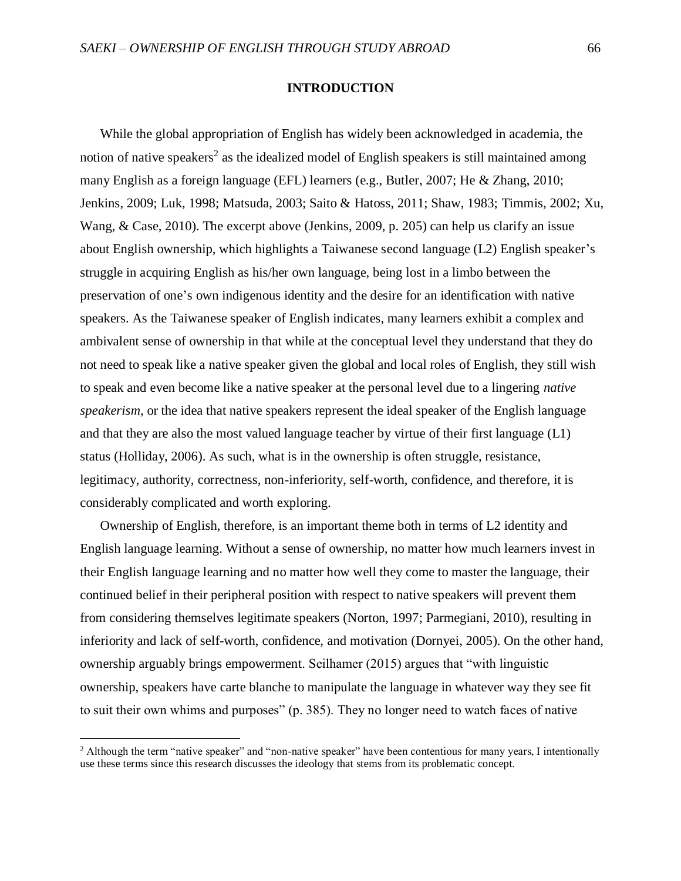## INTRODUCTION

While the global appropriation of English has widely been acknowledged in academia, the notion of native speakers[2] as the idealized model of English speakers is still maintained among many English as a foreign language (EFL) learners (e.g., Butler, 2007; He & Zhang, 2010; Jenkins, 2009; Luk, 1998; Matsuda, 2003; Saito & Hatoss, 2011; Shaw, 1983; Timmis, 2002; Xu, Wang, & Case, 2010). The excerpt above (Jenkins, 2009, p. 205) can help us clarify an issue about English ownership, which highlights a Taiwanese second language (L2) English speaker's struggle in acquiring English as his/her own language, being lost in a limbo between the preservation of one's own indigenous identity and the desire for an identification with native speakers. As the Taiwanese speaker of English indicates, many learners exhibit a complex and ambivalent sense of ownership in that while at the conceptual level they understand that they do not need to speak like a native speaker given the global and local roles of English, they still wish to speak and even become like a native speaker at the personal level due to a lingering *native speakerism*, or the idea that native speakers represent the ideal speaker of the English language and that they are also the most valued language teacher by virtue of their first language (L1) status (Holliday, 2006). As such, what is in the ownership is often struggle, resistance, legitimacy, authority, correctness, non-inferiority, self-worth, confidence, and therefore, it is considerably complicated and worth exploring.

Ownership of English, therefore, is an important theme both in terms of L2 identity and English language learning. Without a sense of ownership, no matter how much learners invest in their English language learning and no matter how well they come to master the language, their continued belief in their peripheral position with respect to native speakers will prevent them from considering themselves legitimate speakers (Norton, 1997; Parmegiani, 2010), resulting in inferiority and lack of self-worth, confidence, and motivation (Dornyei, 2005). On the other hand, ownership arguably brings empowerment. Seilhamer (2015) argues that "with linguistic ownership, speakers have carte blanche to manipulate the language in whatever way they see fit to suit their own whims and purposes" (p. 385). They no longer need to watch faces of native

[2] Although the term "native speaker" and "non-native speaker" have been contentious for many years, I intentionally use these terms since this research discusses the ideology that stems from its problematic concept.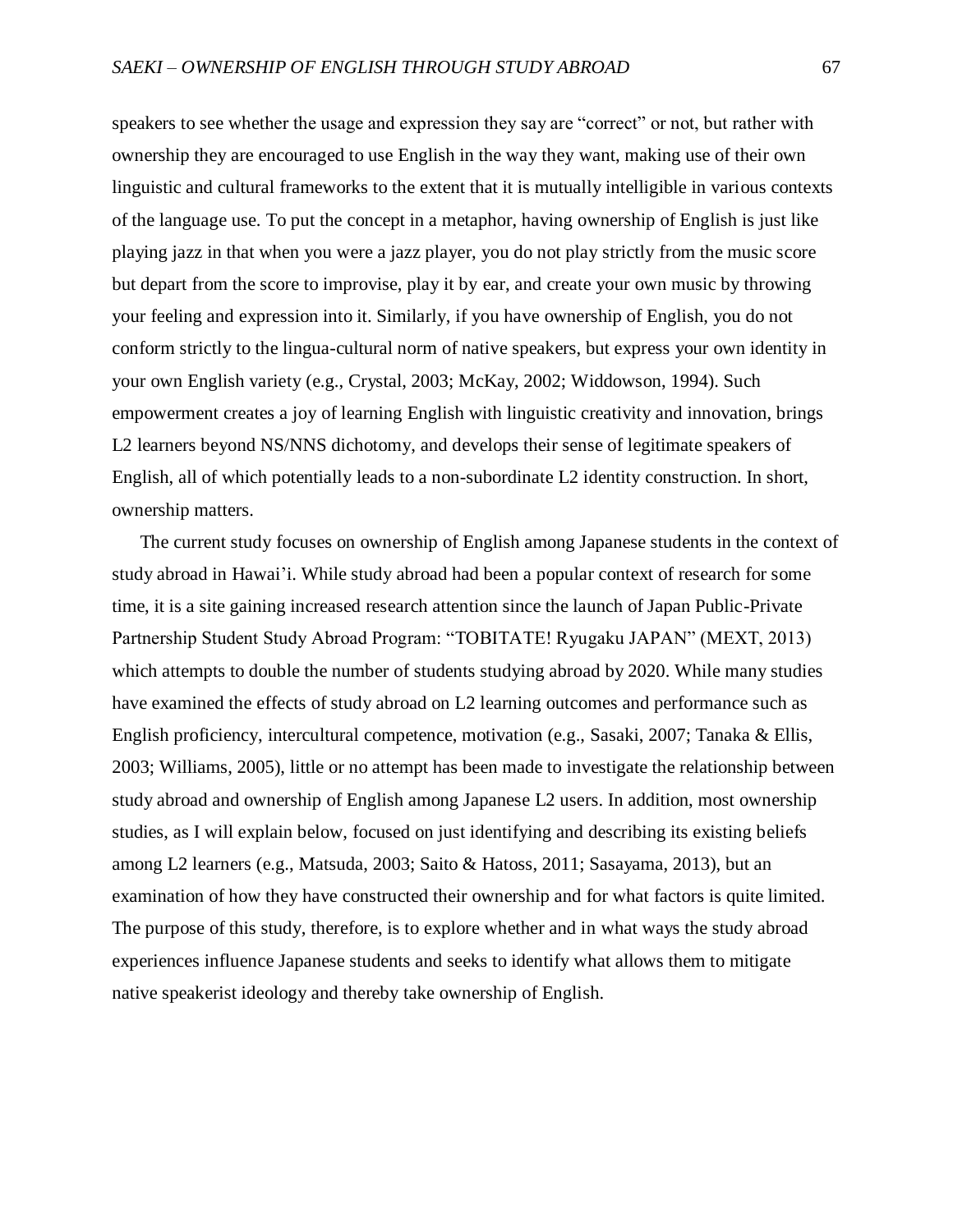speakers to see whether the usage and expression they say are "correct" or not, but rather with ownership they are encouraged to use English in the way they want, making use of their own linguistic and cultural frameworks to the extent that it is mutually intelligible in various contexts of the language use. To put the concept in a metaphor, having ownership of English is just like playing jazz in that when you were a jazz player, you do not play strictly from the music score but depart from the score to improvise, play it by ear, and create your own music by throwing your feeling and expression into it. Similarly, if you have ownership of English, you do not conform strictly to the lingua-cultural norm of native speakers, but express your own identity in your own English variety (e.g., Crystal, 2003; McKay, 2002; Widdowson, 1994). Such empowerment creates a joy of learning English with linguistic creativity and innovation, brings L2 learners beyond NS/NNS dichotomy, and develops their sense of legitimate speakers of English, all of which potentially leads to a non-subordinate L2 identity construction. In short, ownership matters.

The current study focuses on ownership of English among Japanese students in the context of study abroad in Hawai'i. While study abroad had been a popular context of research for some time, it is a site gaining increased research attention since the launch of Japan Public-Private Partnership Student Study Abroad Program: "TOBITATE! Ryugaku JAPAN" (MEXT, 2013) which attempts to double the number of students studying abroad by 2020. While many studies have examined the effects of study abroad on L2 learning outcomes and performance such as English proficiency, intercultural competence, motivation (e.g., Sasaki, 2007; Tanaka & Ellis, 2003; Williams, 2005), little or no attempt has been made to investigate the relationship between study abroad and ownership of English among Japanese L2 users. In addition, most ownership studies, as I will explain below, focused on just identifying and describing its existing beliefs among L2 learners (e.g., Matsuda, 2003; Saito & Hatoss, 2011; Sasayama, 2013), but an examination of how they have constructed their ownership and for what factors is quite limited. The purpose of this study, therefore, is to explore whether and in what ways the study abroad experiences influence Japanese students and seeks to identify what allows them to mitigate native speakerist ideology and thereby take ownership of English.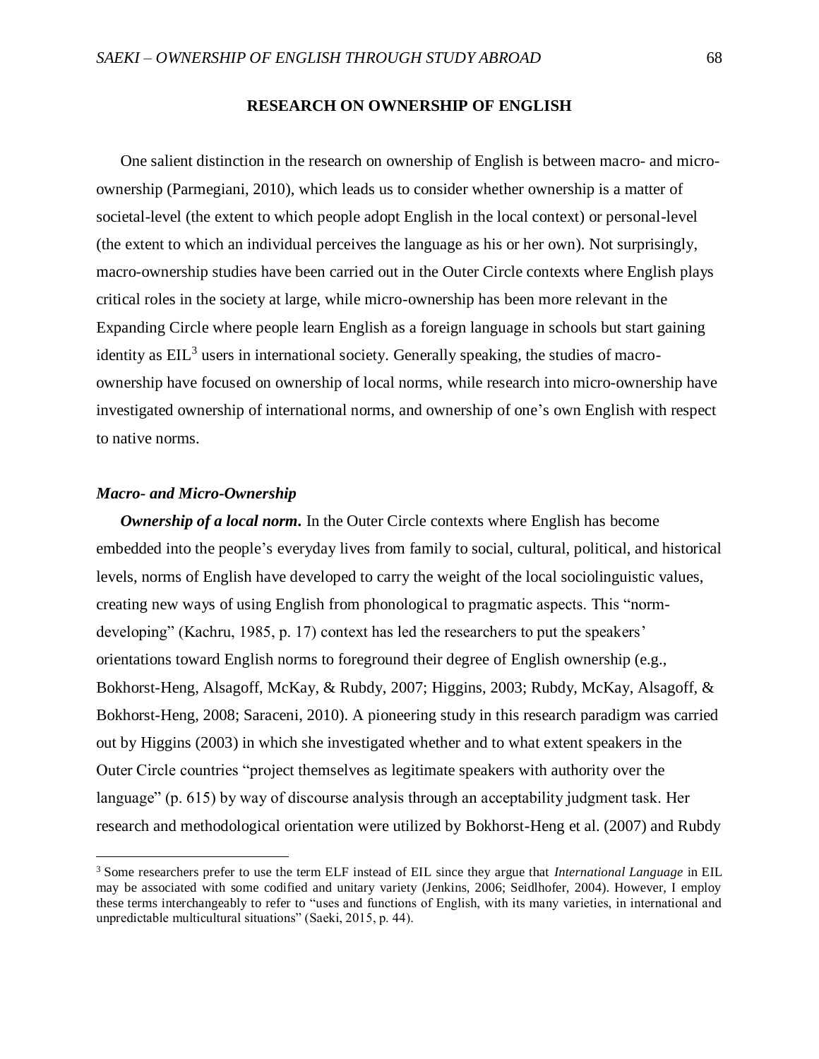## RESEARCH ON OWNERSHIP OF ENGLISH

One salient distinction in the research on ownership of English is between macro- and micro-ownership (Parmegiani, 2010), which leads us to consider whether ownership is a matter of societal-level (the extent to which people adopt English in the local context) or personal-level (the extent to which an individual perceives the language as his or her own). Not surprisingly, macro-ownership studies have been carried out in the Outer Circle contexts where English plays critical roles in the society at large, while micro-ownership has been more relevant in the Expanding Circle where people learn English as a foreign language in schools but start gaining identity as EIL[3] users in international society. Generally speaking, the studies of macro-ownership have focused on ownership of local norms, while research into micro-ownership have investigated ownership of international norms, and ownership of one's own English with respect to native norms.

### *Macro- and Micro-Ownership*

***Ownership of a local norm.*** In the Outer Circle contexts where English has become embedded into the people's everyday lives from family to social, cultural, political, and historical levels, norms of English have developed to carry the weight of the local sociolinguistic values, creating new ways of using English from phonological to pragmatic aspects. This "norm-developing" (Kachru, 1985, p. 17) context has led the researchers to put the speakers' orientations toward English norms to foreground their degree of English ownership (e.g., Bokhorst-Heng, Alsagoff, McKay, & Rubdy, 2007; Higgins, 2003; Rubdy, McKay, Alsagoff, & Bokhorst-Heng, 2008; Saraceni, 2010). A pioneering study in this research paradigm was carried out by Higgins (2003) in which she investigated whether and to what extent speakers in the Outer Circle countries "project themselves as legitimate speakers with authority over the language" (p. 615) by way of discourse analysis through an acceptability judgment task. Her research and methodological orientation were utilized by Bokhorst-Heng et al. (2007) and Rubdy

[3] Some researchers prefer to use the term ELF instead of EIL since they argue that *International Language* in EIL may be associated with some codified and unitary variety (Jenkins, 2006; Seidlhofer, 2004). However, I employ these terms interchangeably to refer to "uses and functions of English, with its many varieties, in international and unpredictable multicultural situations" (Saeki, 2015, p. 44).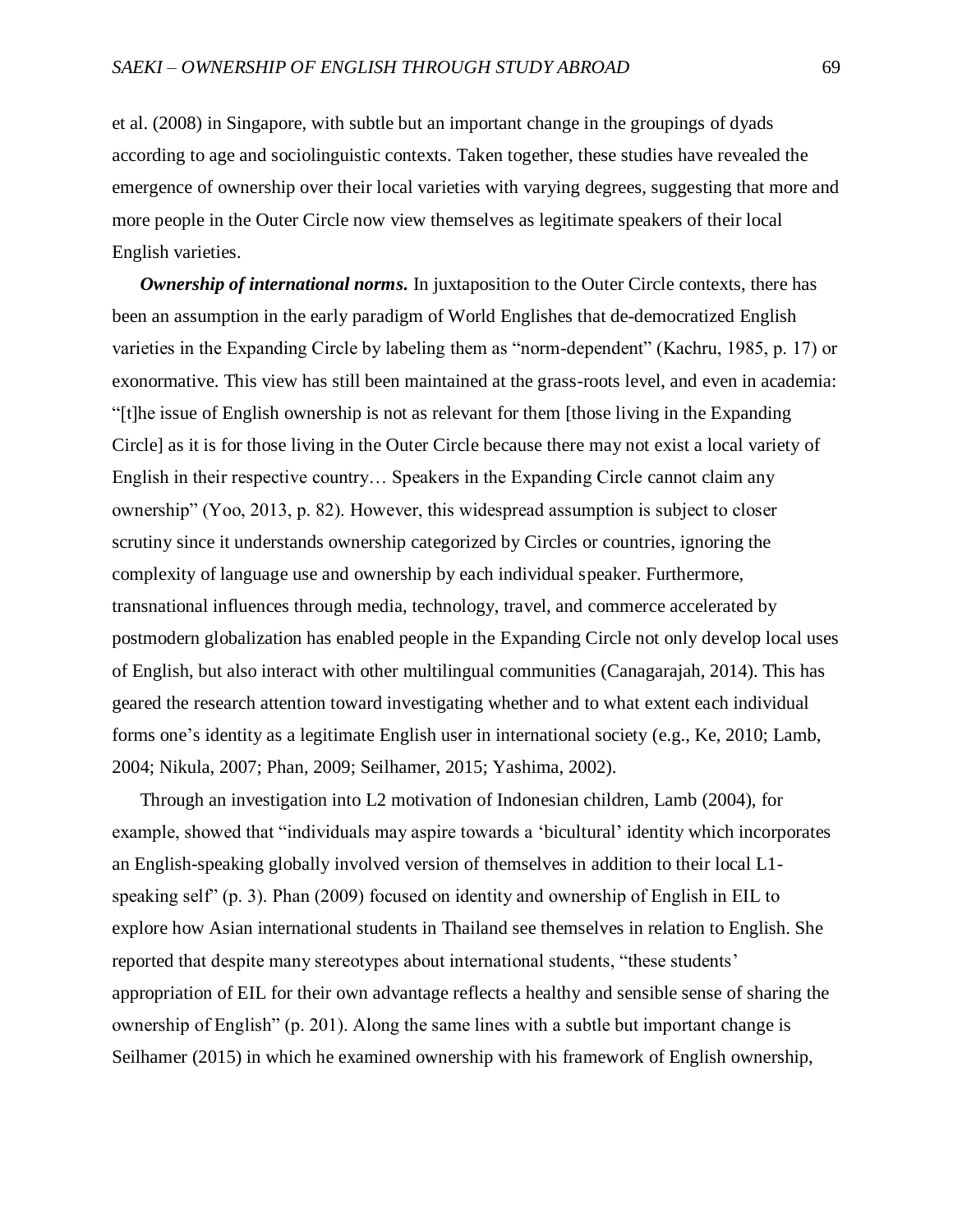et al. (2008) in Singapore, with subtle but an important change in the groupings of dyads according to age and sociolinguistic contexts. Taken together, these studies have revealed the emergence of ownership over their local varieties with varying degrees, suggesting that more and more people in the Outer Circle now view themselves as legitimate speakers of their local English varieties.

***Ownership of international norms.*** In juxtaposition to the Outer Circle contexts, there has been an assumption in the early paradigm of World Englishes that de-democratized English varieties in the Expanding Circle by labeling them as "norm-dependent" (Kachru, 1985, p. 17) or exonormative. This view has still been maintained at the grass-roots level, and even in academia: "[t]he issue of English ownership is not as relevant for them [those living in the Expanding Circle] as it is for those living in the Outer Circle because there may not exist a local variety of English in their respective country… Speakers in the Expanding Circle cannot claim any ownership" (Yoo, 2013, p. 82). However, this widespread assumption is subject to closer scrutiny since it understands ownership categorized by Circles or countries, ignoring the complexity of language use and ownership by each individual speaker. Furthermore, transnational influences through media, technology, travel, and commerce accelerated by postmodern globalization has enabled people in the Expanding Circle not only develop local uses of English, but also interact with other multilingual communities (Canagarajah, 2014). This has geared the research attention toward investigating whether and to what extent each individual forms one's identity as a legitimate English user in international society (e.g., Ke, 2010; Lamb, 2004; Nikula, 2007; Phan, 2009; Seilhamer, 2015; Yashima, 2002).

Through an investigation into L2 motivation of Indonesian children, Lamb (2004), for example, showed that "individuals may aspire towards a 'bicultural' identity which incorporates an English-speaking globally involved version of themselves in addition to their local L1-speaking self" (p. 3). Phan (2009) focused on identity and ownership of English in EIL to explore how Asian international students in Thailand see themselves in relation to English. She reported that despite many stereotypes about international students, "these students' appropriation of EIL for their own advantage reflects a healthy and sensible sense of sharing the ownership of English" (p. 201). Along the same lines with a subtle but important change is Seilhamer (2015) in which he examined ownership with his framework of English ownership,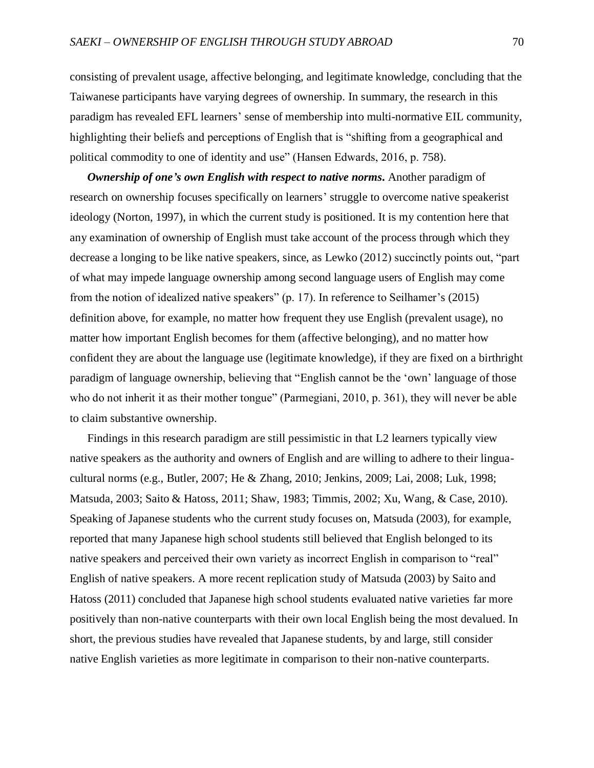consisting of prevalent usage, affective belonging, and legitimate knowledge, concluding that the Taiwanese participants have varying degrees of ownership. In summary, the research in this paradigm has revealed EFL learners' sense of membership into multi-normative EIL community, highlighting their beliefs and perceptions of English that is "shifting from a geographical and political commodity to one of identity and use" (Hansen Edwards, 2016, p. 758).

***Ownership of one's own English with respect to native norms.*** Another paradigm of research on ownership focuses specifically on learners' struggle to overcome native speakerist ideology (Norton, 1997), in which the current study is positioned. It is my contention here that any examination of ownership of English must take account of the process through which they decrease a longing to be like native speakers, since, as Lewko (2012) succinctly points out, "part of what may impede language ownership among second language users of English may come from the notion of idealized native speakers" (p. 17). In reference to Seilhamer's (2015) definition above, for example, no matter how frequent they use English (prevalent usage), no matter how important English becomes for them (affective belonging), and no matter how confident they are about the language use (legitimate knowledge), if they are fixed on a birthright paradigm of language ownership, believing that "English cannot be the 'own' language of those who do not inherit it as their mother tongue" (Parmegiani, 2010, p. 361), they will never be able to claim substantive ownership.

Findings in this research paradigm are still pessimistic in that L2 learners typically view native speakers as the authority and owners of English and are willing to adhere to their lingua-cultural norms (e.g., Butler, 2007; He & Zhang, 2010; Jenkins, 2009; Lai, 2008; Luk, 1998; Matsuda, 2003; Saito & Hatoss, 2011; Shaw, 1983; Timmis, 2002; Xu, Wang, & Case, 2010). Speaking of Japanese students who the current study focuses on, Matsuda (2003), for example, reported that many Japanese high school students still believed that English belonged to its native speakers and perceived their own variety as incorrect English in comparison to "real" English of native speakers. A more recent replication study of Matsuda (2003) by Saito and Hatoss (2011) concluded that Japanese high school students evaluated native varieties far more positively than non-native counterparts with their own local English being the most devalued. In short, the previous studies have revealed that Japanese students, by and large, still consider native English varieties as more legitimate in comparison to their non-native counterparts.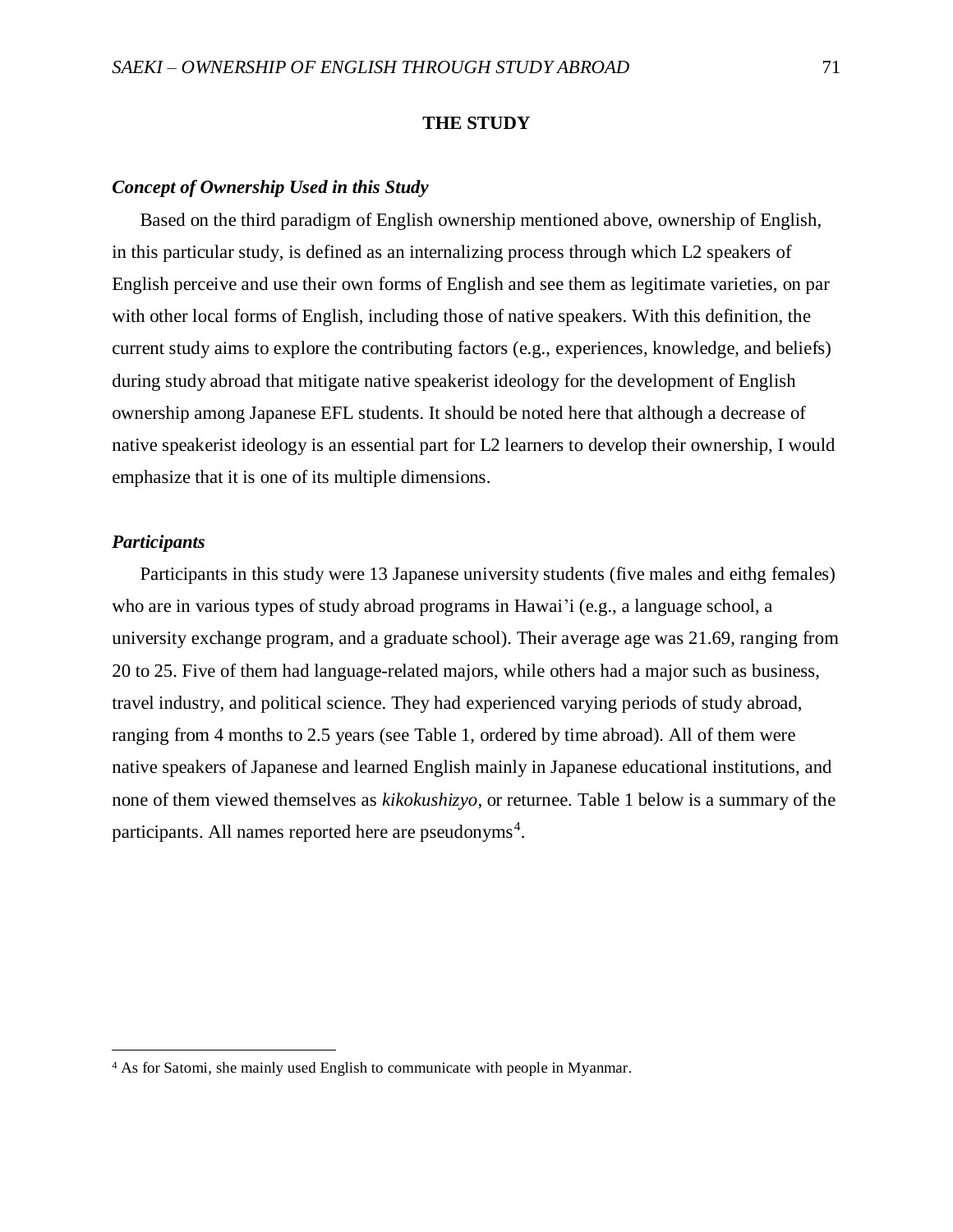## THE STUDY

### *Concept of Ownership Used in this Study*

Based on the third paradigm of English ownership mentioned above, ownership of English, in this particular study, is defined as an internalizing process through which L2 speakers of English perceive and use their own forms of English and see them as legitimate varieties, on par with other local forms of English, including those of native speakers. With this definition, the current study aims to explore the contributing factors (e.g., experiences, knowledge, and beliefs) during study abroad that mitigate native speakerist ideology for the development of English ownership among Japanese EFL students. It should be noted here that although a decrease of native speakerist ideology is an essential part for L2 learners to develop their ownership, I would emphasize that it is one of its multiple dimensions.

### *Participants*

Participants in this study were 13 Japanese university students (five males and eithg females) who are in various types of study abroad programs in Hawai'i (e.g., a language school, a university exchange program, and a graduate school). Their average age was 21.69, ranging from 20 to 25. Five of them had language-related majors, while others had a major such as business, travel industry, and political science. They had experienced varying periods of study abroad, ranging from 4 months to 2.5 years (see Table 1, ordered by time abroad). All of them were native speakers of Japanese and learned English mainly in Japanese educational institutions, and none of them viewed themselves as *kikokushizyo*, or returnee. Table 1 below is a summary of the participants. All names reported here are pseudonyms[4].

[4] As for Satomi, she mainly used English to communicate with people in Myanmar.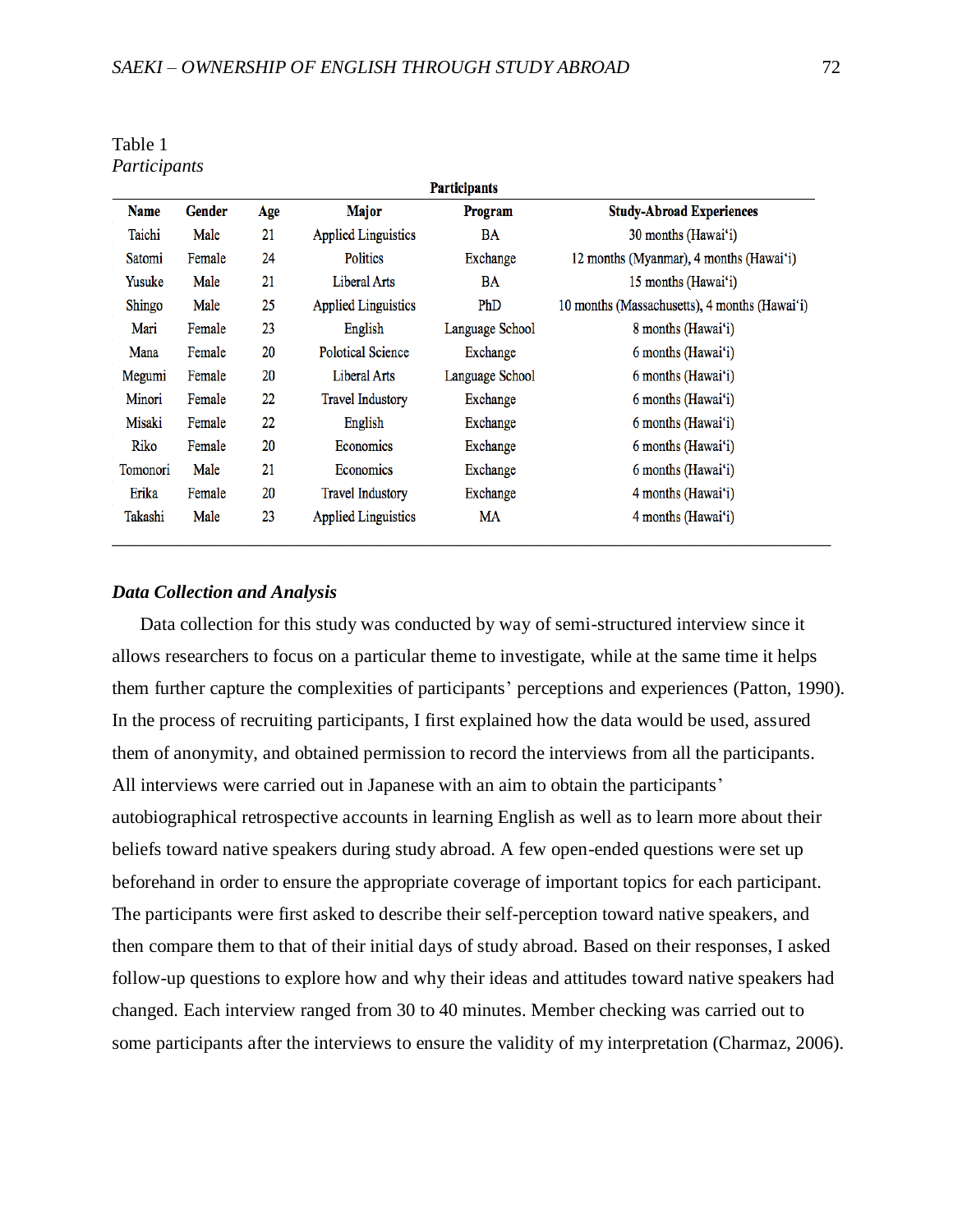Table 1
*Participants*

| Name | Gender | Age | Major | Program | Study-Abroad Experiences |
|---|---|---|---|---|---|
| Taichi | Male | 21 | Applied Linguistics | BA | 30 months (Hawai'i) |
| Satomi | Female | 24 | Politics | Exchange | 12 months (Myanmar), 4 months (Hawai'i) |
| Yusuke | Male | 21 | Liberal Arts | BA | 15 months (Hawai'i) |
| Shingo | Male | 25 | Applied Linguistics | PhD | 10 months (Massachusetts), 4 months (Hawai'i) |
| Mari | Female | 23 | English | Language School | 8 months (Hawai'i) |
| Mana | Female | 20 | Polotical Science | Exchange | 6 months (Hawai'i) |
| Megumi | Female | 20 | Liberal Arts | Language School | 6 months (Hawai'i) |
| Minori | Female | 22 | Travel Industory | Exchange | 6 months (Hawai'i) |
| Misaki | Female | 22 | English | Exchange | 6 months (Hawai'i) |
| Riko | Female | 20 | Economics | Exchange | 6 months (Hawai'i) |
| Tomonori | Male | 21 | Economics | Exchange | 6 months (Hawai'i) |
| Erika | Female | 20 | Travel Industory | Exchange | 4 months (Hawai'i) |
| Takashi | Male | 23 | Applied Linguistics | MA | 4 months (Hawai'i) |

### *Data Collection and Analysis*

Data collection for this study was conducted by way of semi-structured interview since it allows researchers to focus on a particular theme to investigate, while at the same time it helps them further capture the complexities of participants' perceptions and experiences (Patton, 1990). In the process of recruiting participants, I first explained how the data would be used, assured them of anonymity, and obtained permission to record the interviews from all the participants. All interviews were carried out in Japanese with an aim to obtain the participants' autobiographical retrospective accounts in learning English as well as to learn more about their beliefs toward native speakers during study abroad. A few open-ended questions were set up beforehand in order to ensure the appropriate coverage of important topics for each participant. The participants were first asked to describe their self-perception toward native speakers, and then compare them to that of their initial days of study abroad. Based on their responses, I asked follow-up questions to explore how and why their ideas and attitudes toward native speakers had changed. Each interview ranged from 30 to 40 minutes. Member checking was carried out to some participants after the interviews to ensure the validity of my interpretation (Charmaz, 2006).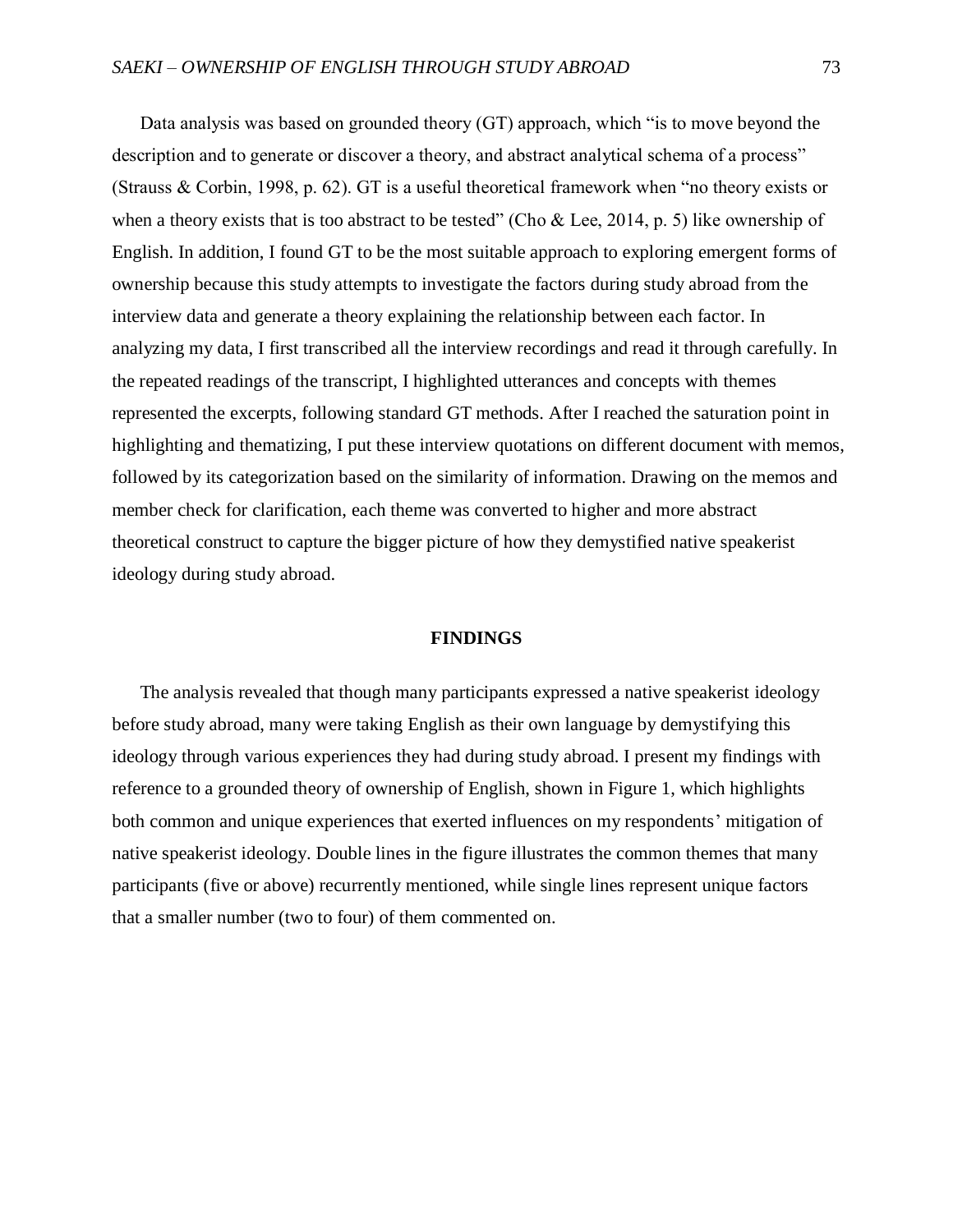Data analysis was based on grounded theory (GT) approach, which "is to move beyond the description and to generate or discover a theory, and abstract analytical schema of a process" (Strauss & Corbin, 1998, p. 62). GT is a useful theoretical framework when "no theory exists or when a theory exists that is too abstract to be tested" (Cho & Lee, 2014, p. 5) like ownership of English. In addition, I found GT to be the most suitable approach to exploring emergent forms of ownership because this study attempts to investigate the factors during study abroad from the interview data and generate a theory explaining the relationship between each factor. In analyzing my data, I first transcribed all the interview recordings and read it through carefully. In the repeated readings of the transcript, I highlighted utterances and concepts with themes represented the excerpts, following standard GT methods. After I reached the saturation point in highlighting and thematizing, I put these interview quotations on different document with memos, followed by its categorization based on the similarity of information. Drawing on the memos and member check for clarification, each theme was converted to higher and more abstract theoretical construct to capture the bigger picture of how they demystified native speakerist ideology during study abroad.

## FINDINGS

The analysis revealed that though many participants expressed a native speakerist ideology before study abroad, many were taking English as their own language by demystifying this ideology through various experiences they had during study abroad. I present my findings with reference to a grounded theory of ownership of English, shown in Figure 1, which highlights both common and unique experiences that exerted influences on my respondents' mitigation of native speakerist ideology. Double lines in the figure illustrates the common themes that many participants (five or above) recurrently mentioned, while single lines represent unique factors that a smaller number (two to four) of them commented on.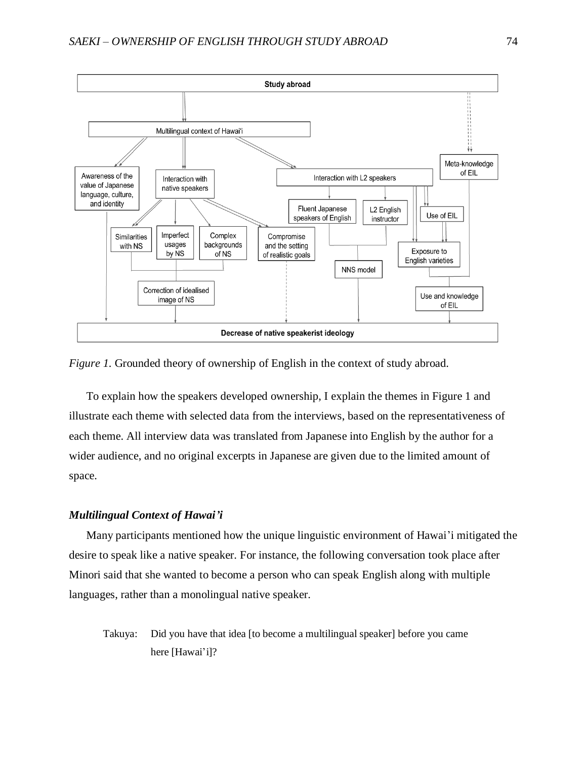*Figure 1.* Grounded theory of ownership of English in the context of study abroad.

To explain how the speakers developed ownership, I explain the themes in Figure 1 and illustrate each theme with selected data from the interviews, based on the representativeness of each theme. All interview data was translated from Japanese into English by the author for a wider audience, and no original excerpts in Japanese are given due to the limited amount of space.

### *Multilingual Context of Hawai'i*

Many participants mentioned how the unique linguistic environment of Hawai'i mitigated the desire to speak like a native speaker. For instance, the following conversation took place after Minori said that she wanted to become a person who can speak English along with multiple languages, rather than a monolingual native speaker.

> Takuya: Did you have that idea [to become a multilingual speaker] before you came here [Hawai'i]?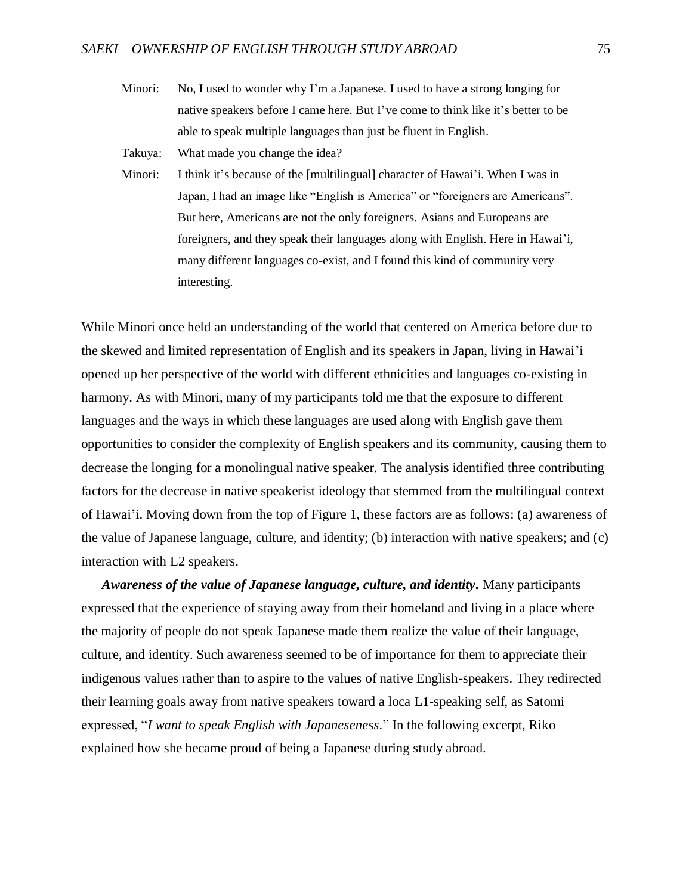Minori: No, I used to wonder why I'm a Japanese. I used to have a strong longing for native speakers before I came here. But I've come to think like it's better to be able to speak multiple languages than just be fluent in English.

Takuya: What made you change the idea?

Minori: I think it's because of the [multilingual] character of Hawai'i. When I was in Japan, I had an image like "English is America" or "foreigners are Americans". But here, Americans are not the only foreigners. Asians and Europeans are foreigners, and they speak their languages along with English. Here in Hawai'i, many different languages co-exist, and I found this kind of community very interesting.

While Minori once held an understanding of the world that centered on America before due to the skewed and limited representation of English and its speakers in Japan, living in Hawai'i opened up her perspective of the world with different ethnicities and languages co-existing in harmony. As with Minori, many of my participants told me that the exposure to different languages and the ways in which these languages are used along with English gave them opportunities to consider the complexity of English speakers and its community, causing them to decrease the longing for a monolingual native speaker. The analysis identified three contributing factors for the decrease in native speakerist ideology that stemmed from the multilingual context of Hawai'i. Moving down from the top of Figure 1, these factors are as follows: (a) awareness of the value of Japanese language, culture, and identity; (b) interaction with native speakers; and (c) interaction with L2 speakers.

***Awareness of the value of Japanese language, culture, and identity.*** Many participants expressed that the experience of staying away from their homeland and living in a place where the majority of people do not speak Japanese made them realize the value of their language, culture, and identity. Such awareness seemed to be of importance for them to appreciate their indigenous values rather than to aspire to the values of native English-speakers. They redirected their learning goals away from native speakers toward a loca L1-speaking self, as Satomi expressed, "*I want to speak English with Japaneseness*." In the following excerpt, Riko explained how she became proud of being a Japanese during study abroad.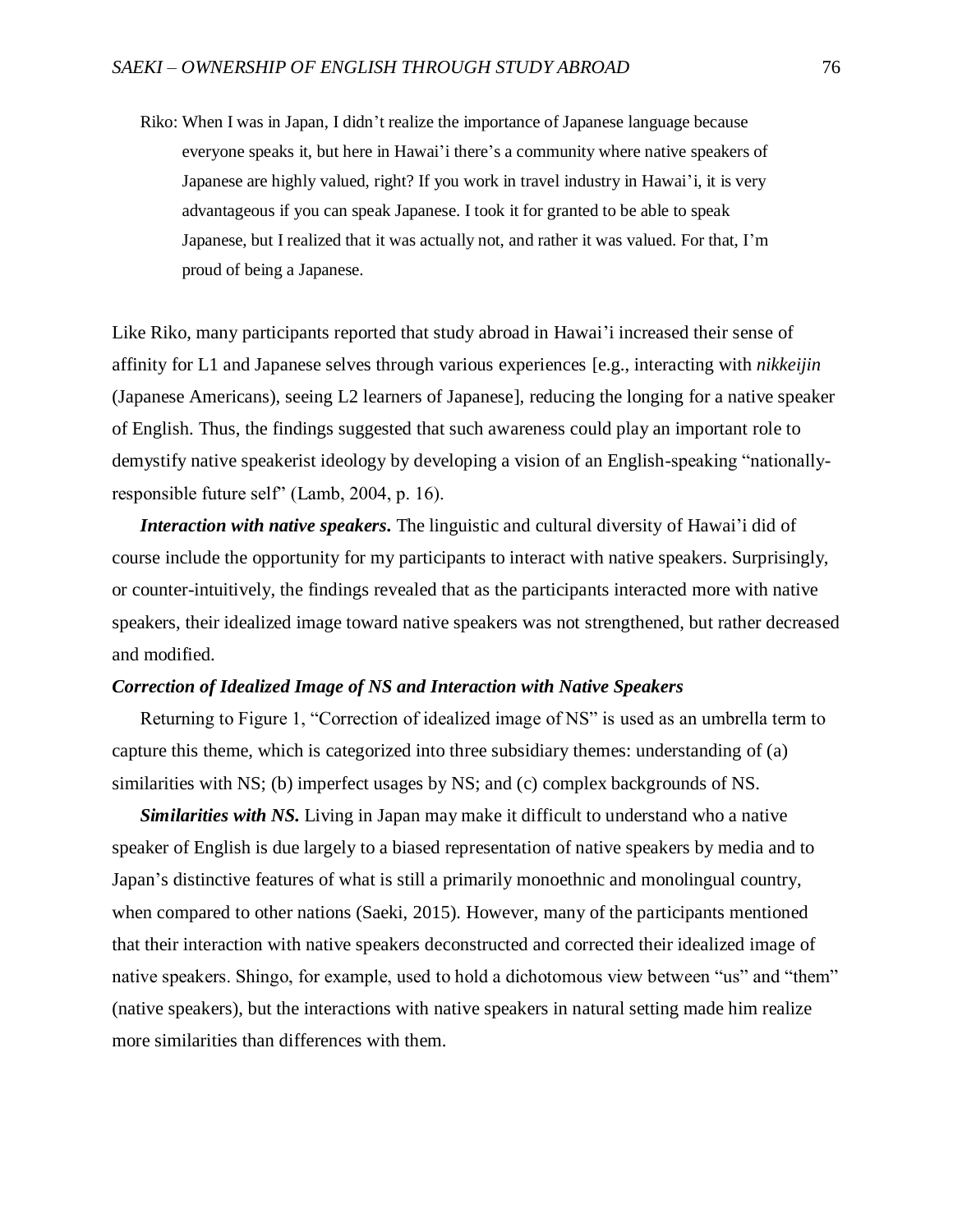> Riko: When I was in Japan, I didn't realize the importance of Japanese language because everyone speaks it, but here in Hawai'i there's a community where native speakers of Japanese are highly valued, right? If you work in travel industry in Hawai'i, it is very advantageous if you can speak Japanese. I took it for granted to be able to speak Japanese, but I realized that it was actually not, and rather it was valued. For that, I'm proud of being a Japanese.

Like Riko, many participants reported that study abroad in Hawai'i increased their sense of affinity for L1 and Japanese selves through various experiences [e.g., interacting with *nikkeijin* (Japanese Americans), seeing L2 learners of Japanese], reducing the longing for a native speaker of English. Thus, the findings suggested that such awareness could play an important role to demystify native speakerist ideology by developing a vision of an English-speaking "nationally-responsible future self" (Lamb, 2004, p. 16).

***Interaction with native speakers.*** The linguistic and cultural diversity of Hawai'i did of course include the opportunity for my participants to interact with native speakers. Surprisingly, or counter-intuitively, the findings revealed that as the participants interacted more with native speakers, their idealized image toward native speakers was not strengthened, but rather decreased and modified.

### *Correction of Idealized Image of NS and Interaction with Native Speakers*

Returning to Figure 1, "Correction of idealized image of NS" is used as an umbrella term to capture this theme, which is categorized into three subsidiary themes: understanding of (a) similarities with NS; (b) imperfect usages by NS; and (c) complex backgrounds of NS.

***Similarities with NS.*** Living in Japan may make it difficult to understand who a native speaker of English is due largely to a biased representation of native speakers by media and to Japan's distinctive features of what is still a primarily monoethnic and monolingual country, when compared to other nations (Saeki, 2015). However, many of the participants mentioned that their interaction with native speakers deconstructed and corrected their idealized image of native speakers. Shingo, for example, used to hold a dichotomous view between "us" and "them" (native speakers), but the interactions with native speakers in natural setting made him realize more similarities than differences with them.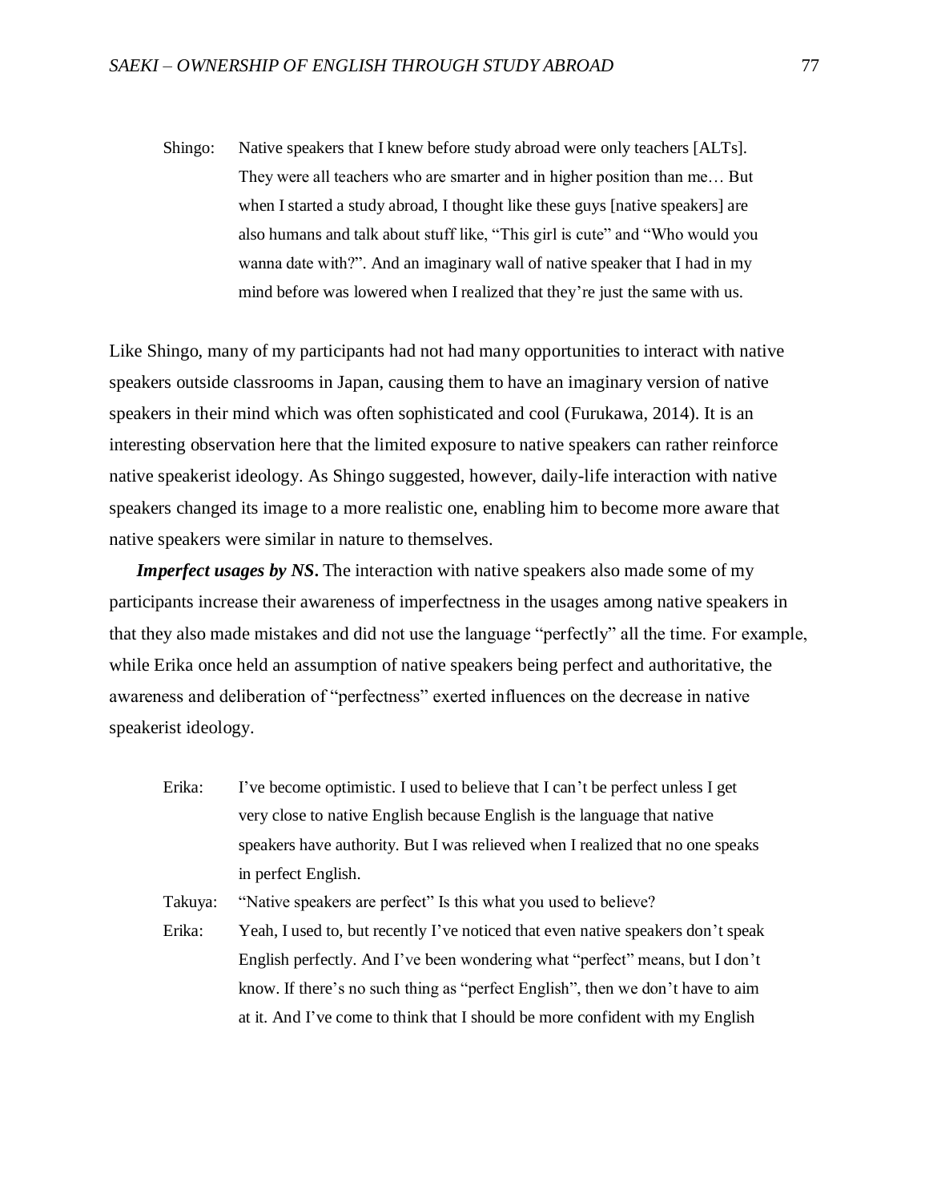Shingo: Native speakers that I knew before study abroad were only teachers [ALTs]. They were all teachers who are smarter and in higher position than me… But when I started a study abroad, I thought like these guys [native speakers] are also humans and talk about stuff like, "This girl is cute" and "Who would you wanna date with?". And an imaginary wall of native speaker that I had in my mind before was lowered when I realized that they're just the same with us.

Like Shingo, many of my participants had not had many opportunities to interact with native speakers outside classrooms in Japan, causing them to have an imaginary version of native speakers in their mind which was often sophisticated and cool (Furukawa, 2014). It is an interesting observation here that the limited exposure to native speakers can rather reinforce native speakerist ideology. As Shingo suggested, however, daily-life interaction with native speakers changed its image to a more realistic one, enabling him to become more aware that native speakers were similar in nature to themselves.

***Imperfect usages by NS*.** The interaction with native speakers also made some of my participants increase their awareness of imperfectness in the usages among native speakers in that they also made mistakes and did not use the language "perfectly" all the time. For example, while Erika once held an assumption of native speakers being perfect and authoritative, the awareness and deliberation of "perfectness" exerted influences on the decrease in native speakerist ideology.

Erika: I've become optimistic. I used to believe that I can't be perfect unless I get very close to native English because English is the language that native speakers have authority. But I was relieved when I realized that no one speaks in perfect English.

Takuya: "Native speakers are perfect" Is this what you used to believe?

Erika: Yeah, I used to, but recently I've noticed that even native speakers don't speak English perfectly. And I've been wondering what "perfect" means, but I don't know. If there's no such thing as "perfect English", then we don't have to aim at it. And I've come to think that I should be more confident with my English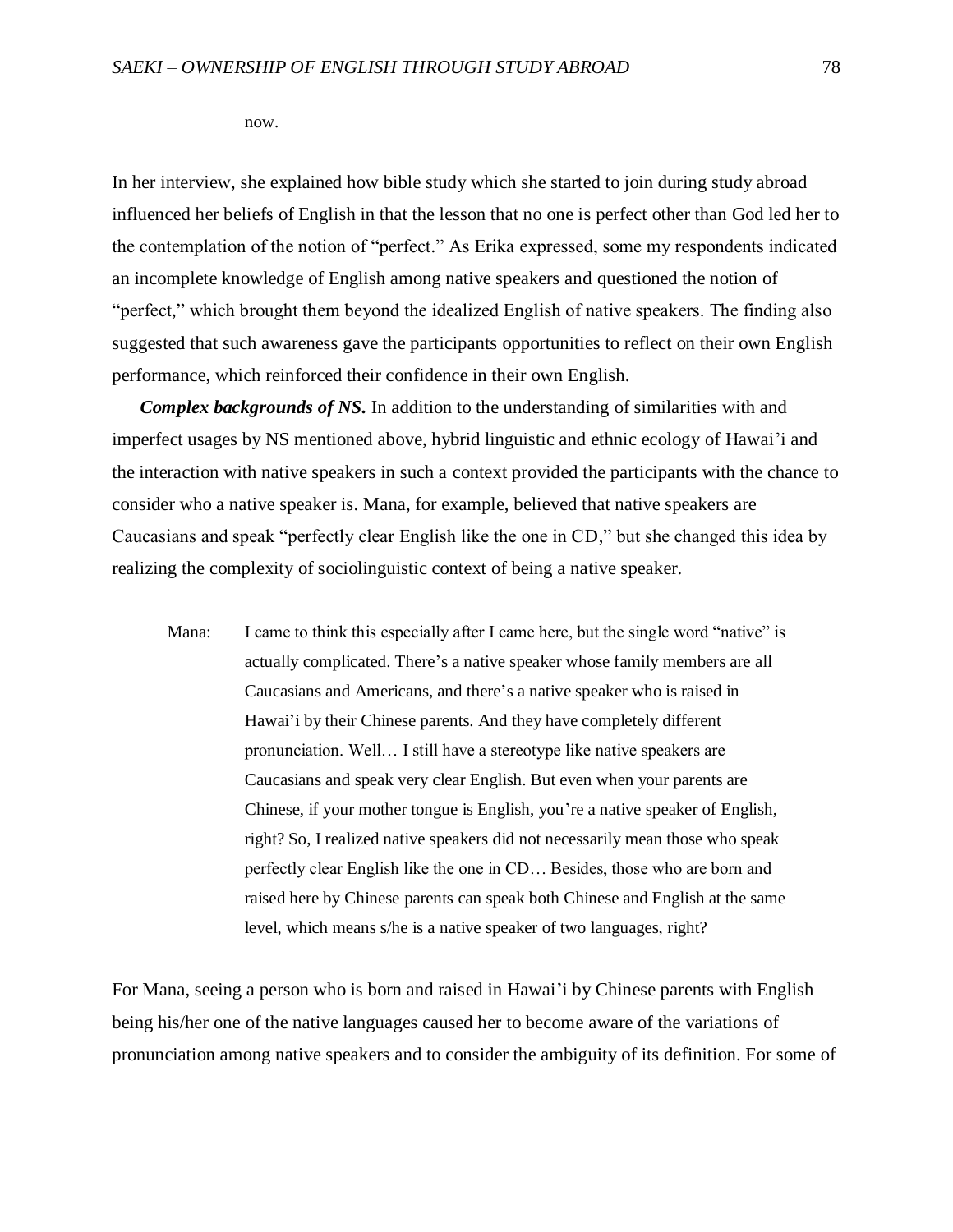now.

In her interview, she explained how bible study which she started to join during study abroad influenced her beliefs of English in that the lesson that no one is perfect other than God led her to the contemplation of the notion of "perfect." As Erika expressed, some my respondents indicated an incomplete knowledge of English among native speakers and questioned the notion of "perfect," which brought them beyond the idealized English of native speakers. The finding also suggested that such awareness gave the participants opportunities to reflect on their own English performance, which reinforced their confidence in their own English.

***Complex backgrounds of NS.*** In addition to the understanding of similarities with and imperfect usages by NS mentioned above, hybrid linguistic and ethnic ecology of Hawai'i and the interaction with native speakers in such a context provided the participants with the chance to consider who a native speaker is. Mana, for example, believed that native speakers are Caucasians and speak "perfectly clear English like the one in CD," but she changed this idea by realizing the complexity of sociolinguistic context of being a native speaker.

> Mana: I came to think this especially after I came here, but the single word "native" is actually complicated. There's a native speaker whose family members are all Caucasians and Americans, and there's a native speaker who is raised in Hawai'i by their Chinese parents. And they have completely different pronunciation. Well… I still have a stereotype like native speakers are Caucasians and speak very clear English. But even when your parents are Chinese, if your mother tongue is English, you're a native speaker of English, right? So, I realized native speakers did not necessarily mean those who speak perfectly clear English like the one in CD… Besides, those who are born and raised here by Chinese parents can speak both Chinese and English at the same level, which means s/he is a native speaker of two languages, right?

For Mana, seeing a person who is born and raised in Hawai'i by Chinese parents with English being his/her one of the native languages caused her to become aware of the variations of pronunciation among native speakers and to consider the ambiguity of its definition. For some of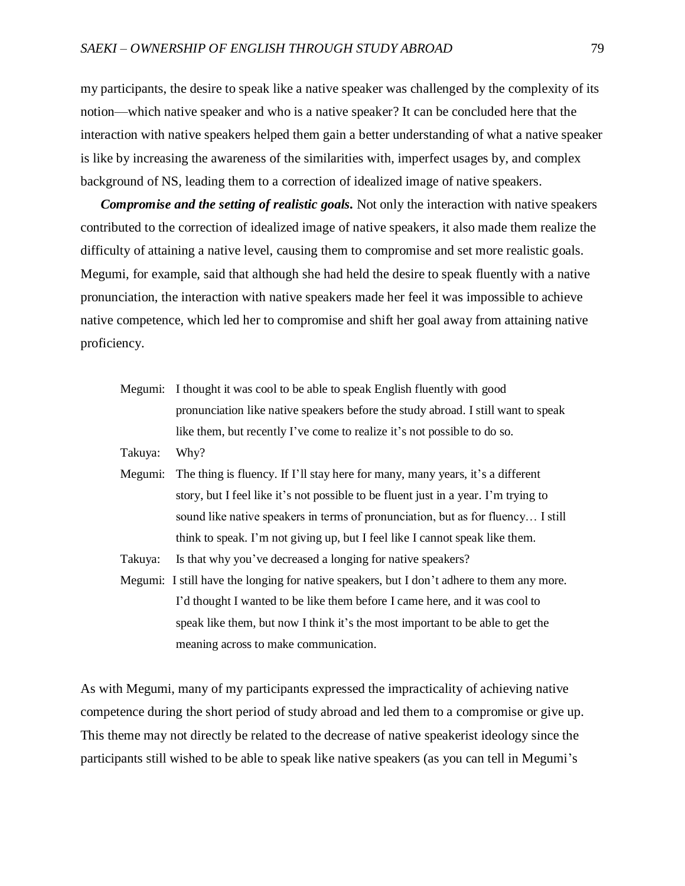my participants, the desire to speak like a native speaker was challenged by the complexity of its notion—which native speaker and who is a native speaker? It can be concluded here that the interaction with native speakers helped them gain a better understanding of what a native speaker is like by increasing the awareness of the similarities with, imperfect usages by, and complex background of NS, leading them to a correction of idealized image of native speakers.

***Compromise and the setting of realistic goals.*** Not only the interaction with native speakers contributed to the correction of idealized image of native speakers, it also made them realize the difficulty of attaining a native level, causing them to compromise and set more realistic goals. Megumi, for example, said that although she had held the desire to speak fluently with a native pronunciation, the interaction with native speakers made her feel it was impossible to achieve native competence, which led her to compromise and shift her goal away from attaining native proficiency.

> Megumi: I thought it was cool to be able to speak English fluently with good pronunciation like native speakers before the study abroad. I still want to speak like them, but recently I've come to realize it's not possible to do so.
>
> Takuya: Why?
>
> Megumi: The thing is fluency. If I'll stay here for many, many years, it's a different story, but I feel like it's not possible to be fluent just in a year. I'm trying to sound like native speakers in terms of pronunciation, but as for fluency… I still think to speak. I'm not giving up, but I feel like I cannot speak like them.
>
> Takuya: Is that why you've decreased a longing for native speakers?
>
> Megumi: I still have the longing for native speakers, but I don't adhere to them any more. I'd thought I wanted to be like them before I came here, and it was cool to speak like them, but now I think it's the most important to be able to get the meaning across to make communication.

As with Megumi, many of my participants expressed the impracticality of achieving native competence during the short period of study abroad and led them to a compromise or give up. This theme may not directly be related to the decrease of native speakerist ideology since the participants still wished to be able to speak like native speakers (as you can tell in Megumi's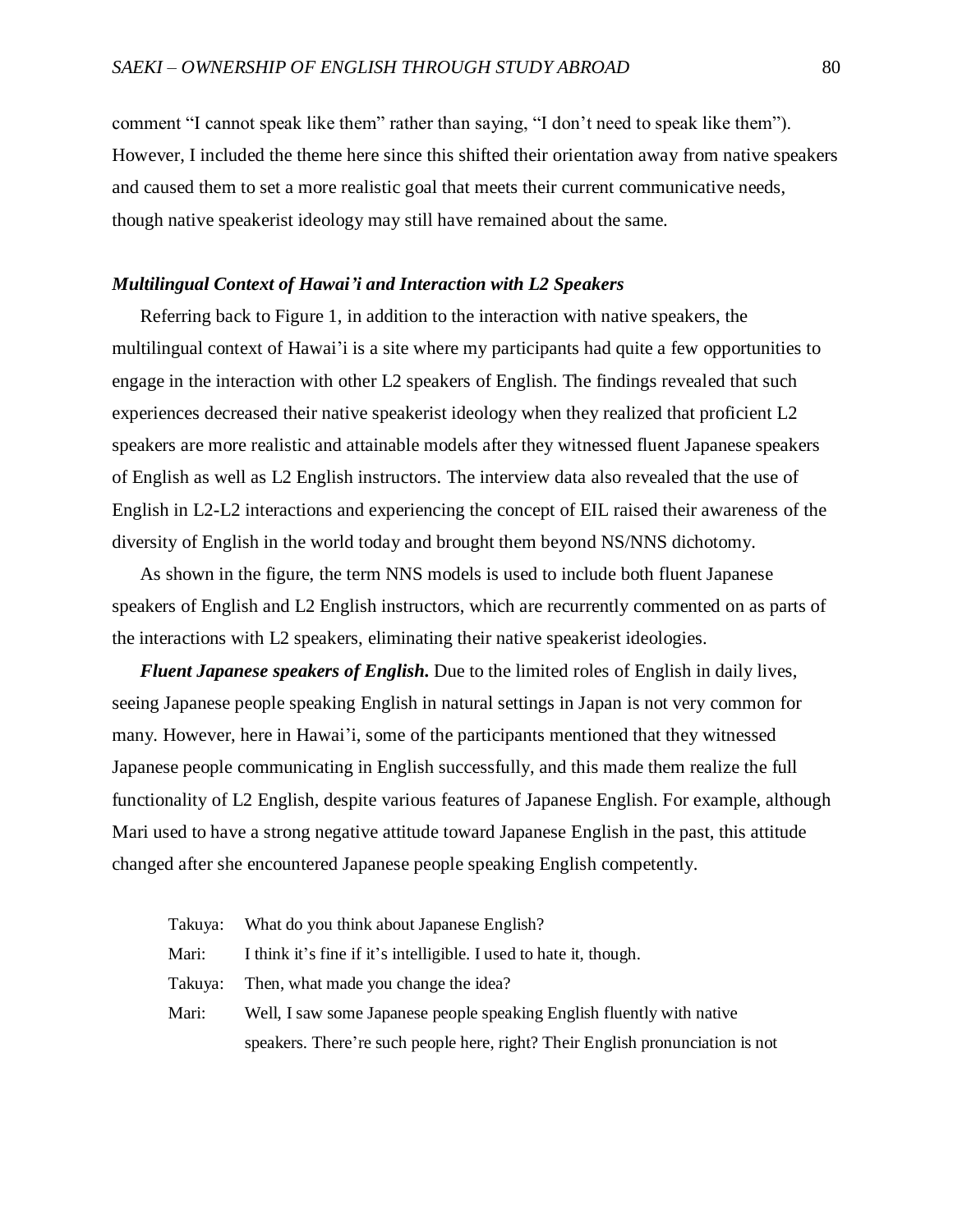comment "I cannot speak like them" rather than saying, "I don't need to speak like them"). However, I included the theme here since this shifted their orientation away from native speakers and caused them to set a more realistic goal that meets their current communicative needs, though native speakerist ideology may still have remained about the same.

### *Multilingual Context of Hawai'i and Interaction with L2 Speakers*

Referring back to Figure 1, in addition to the interaction with native speakers, the multilingual context of Hawai'i is a site where my participants had quite a few opportunities to engage in the interaction with other L2 speakers of English. The findings revealed that such experiences decreased their native speakerist ideology when they realized that proficient L2 speakers are more realistic and attainable models after they witnessed fluent Japanese speakers of English as well as L2 English instructors. The interview data also revealed that the use of English in L2-L2 interactions and experiencing the concept of EIL raised their awareness of the diversity of English in the world today and brought them beyond NS/NNS dichotomy.

As shown in the figure, the term NNS models is used to include both fluent Japanese speakers of English and L2 English instructors, which are recurrently commented on as parts of the interactions with L2 speakers, eliminating their native speakerist ideologies.

***Fluent Japanese speakers of English.*** Due to the limited roles of English in daily lives, seeing Japanese people speaking English in natural settings in Japan is not very common for many. However, here in Hawai'i, some of the participants mentioned that they witnessed Japanese people communicating in English successfully, and this made them realize the full functionality of L2 English, despite various features of Japanese English. For example, although Mari used to have a strong negative attitude toward Japanese English in the past, this attitude changed after she encountered Japanese people speaking English competently.

> Takuya: What do you think about Japanese English?
>
> Mari: I think it's fine if it's intelligible. I used to hate it, though.
>
> Takuya: Then, what made you change the idea?
>
> Mari: Well, I saw some Japanese people speaking English fluently with native speakers. There're such people here, right? Their English pronunciation is not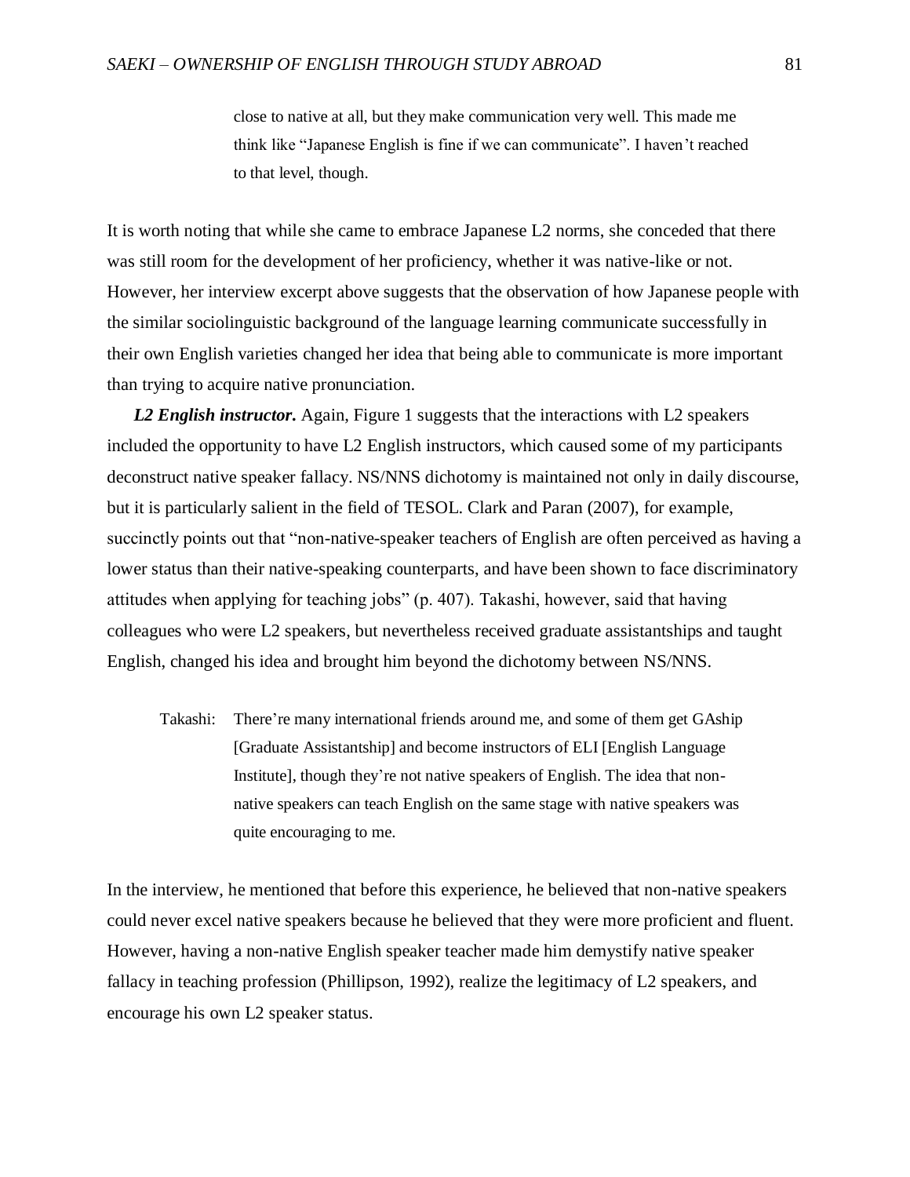> close to native at all, but they make communication very well. This made me think like "Japanese English is fine if we can communicate". I haven't reached to that level, though.

It is worth noting that while she came to embrace Japanese L2 norms, she conceded that there was still room for the development of her proficiency, whether it was native-like or not. However, her interview excerpt above suggests that the observation of how Japanese people with the similar sociolinguistic background of the language learning communicate successfully in their own English varieties changed her idea that being able to communicate is more important than trying to acquire native pronunciation.

***L2 English instructor.*** Again, Figure 1 suggests that the interactions with L2 speakers included the opportunity to have L2 English instructors, which caused some of my participants deconstruct native speaker fallacy. NS/NNS dichotomy is maintained not only in daily discourse, but it is particularly salient in the field of TESOL. Clark and Paran (2007), for example, succinctly points out that "non-native-speaker teachers of English are often perceived as having a lower status than their native-speaking counterparts, and have been shown to face discriminatory attitudes when applying for teaching jobs" (p. 407). Takashi, however, said that having colleagues who were L2 speakers, but nevertheless received graduate assistantships and taught English, changed his idea and brought him beyond the dichotomy between NS/NNS.

> Takashi: There're many international friends around me, and some of them get GAship [Graduate Assistantship] and become instructors of ELI [English Language Institute], though they're not native speakers of English. The idea that non-native speakers can teach English on the same stage with native speakers was quite encouraging to me.

In the interview, he mentioned that before this experience, he believed that non-native speakers could never excel native speakers because he believed that they were more proficient and fluent. However, having a non-native English speaker teacher made him demystify native speaker fallacy in teaching profession (Phillipson, 1992), realize the legitimacy of L2 speakers, and encourage his own L2 speaker status.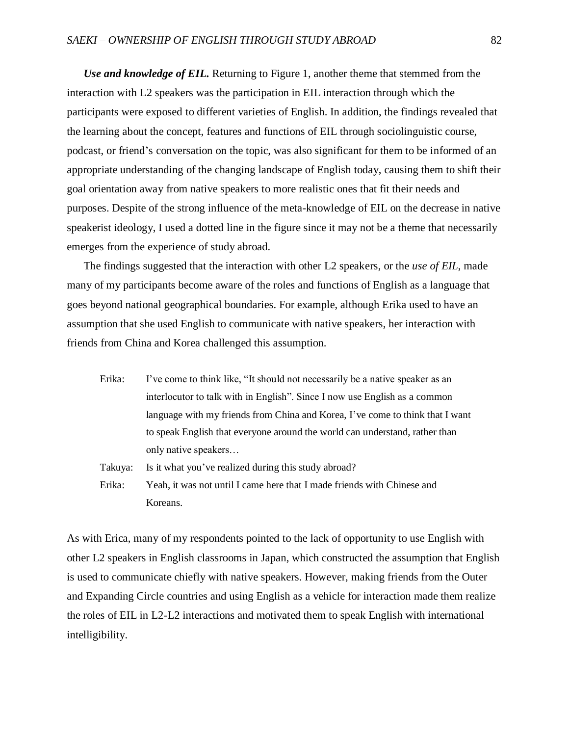***Use and knowledge of EIL.*** Returning to Figure 1, another theme that stemmed from the interaction with L2 speakers was the participation in EIL interaction through which the participants were exposed to different varieties of English. In addition, the findings revealed that the learning about the concept, features and functions of EIL through sociolinguistic course, podcast, or friend's conversation on the topic, was also significant for them to be informed of an appropriate understanding of the changing landscape of English today, causing them to shift their goal orientation away from native speakers to more realistic ones that fit their needs and purposes. Despite of the strong influence of the meta-knowledge of EIL on the decrease in native speakerist ideology, I used a dotted line in the figure since it may not be a theme that necessarily emerges from the experience of study abroad.

The findings suggested that the interaction with other L2 speakers, or the *use of EIL*, made many of my participants become aware of the roles and functions of English as a language that goes beyond national geographical boundaries. For example, although Erika used to have an assumption that she used English to communicate with native speakers, her interaction with friends from China and Korea challenged this assumption.

> Erika: I've come to think like, "It should not necessarily be a native speaker as an interlocutor to talk with in English". Since I now use English as a common language with my friends from China and Korea, I've come to think that I want to speak English that everyone around the world can understand, rather than only native speakers…
>
> Takuya: Is it what you've realized during this study abroad?
>
> Erika: Yeah, it was not until I came here that I made friends with Chinese and Koreans.

As with Erica, many of my respondents pointed to the lack of opportunity to use English with other L2 speakers in English classrooms in Japan, which constructed the assumption that English is used to communicate chiefly with native speakers. However, making friends from the Outer and Expanding Circle countries and using English as a vehicle for interaction made them realize the roles of EIL in L2-L2 interactions and motivated them to speak English with international intelligibility.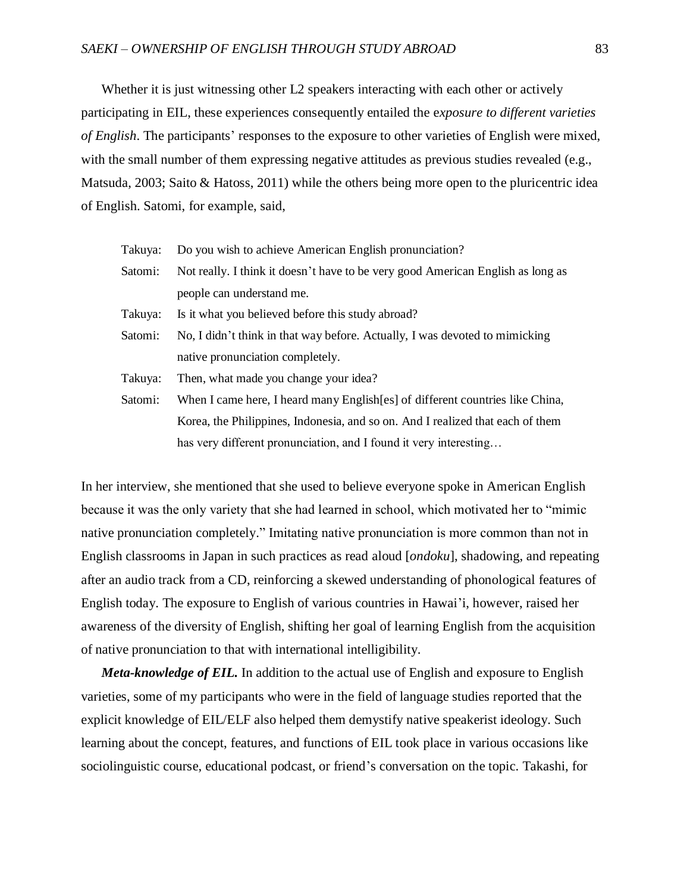Whether it is just witnessing other L2 speakers interacting with each other or actively participating in EIL, these experiences consequently entailed the e*xposure to different varieties of English*. The participants' responses to the exposure to other varieties of English were mixed, with the small number of them expressing negative attitudes as previous studies revealed (e.g., Matsuda, 2003; Saito & Hatoss, 2011) while the others being more open to the pluricentric idea of English. Satomi, for example, said,

> Takuya: Do you wish to achieve American English pronunciation?
>
> Satomi: Not really. I think it doesn't have to be very good American English as long as people can understand me.
>
> Takuya: Is it what you believed before this study abroad?
>
> Satomi: No, I didn't think in that way before. Actually, I was devoted to mimicking native pronunciation completely.
>
> Takuya: Then, what made you change your idea?
>
> Satomi: When I came here, I heard many English[es] of different countries like China, Korea, the Philippines, Indonesia, and so on. And I realized that each of them has very different pronunciation, and I found it very interesting…

In her interview, she mentioned that she used to believe everyone spoke in American English because it was the only variety that she had learned in school, which motivated her to "mimic native pronunciation completely." Imitating native pronunciation is more common than not in English classrooms in Japan in such practices as read aloud [*ondoku*], shadowing, and repeating after an audio track from a CD, reinforcing a skewed understanding of phonological features of English today. The exposure to English of various countries in Hawai'i, however, raised her awareness of the diversity of English, shifting her goal of learning English from the acquisition of native pronunciation to that with international intelligibility.

***Meta-knowledge of EIL.*** In addition to the actual use of English and exposure to English varieties, some of my participants who were in the field of language studies reported that the explicit knowledge of EIL/ELF also helped them demystify native speakerist ideology. Such learning about the concept, features, and functions of EIL took place in various occasions like sociolinguistic course, educational podcast, or friend's conversation on the topic. Takashi, for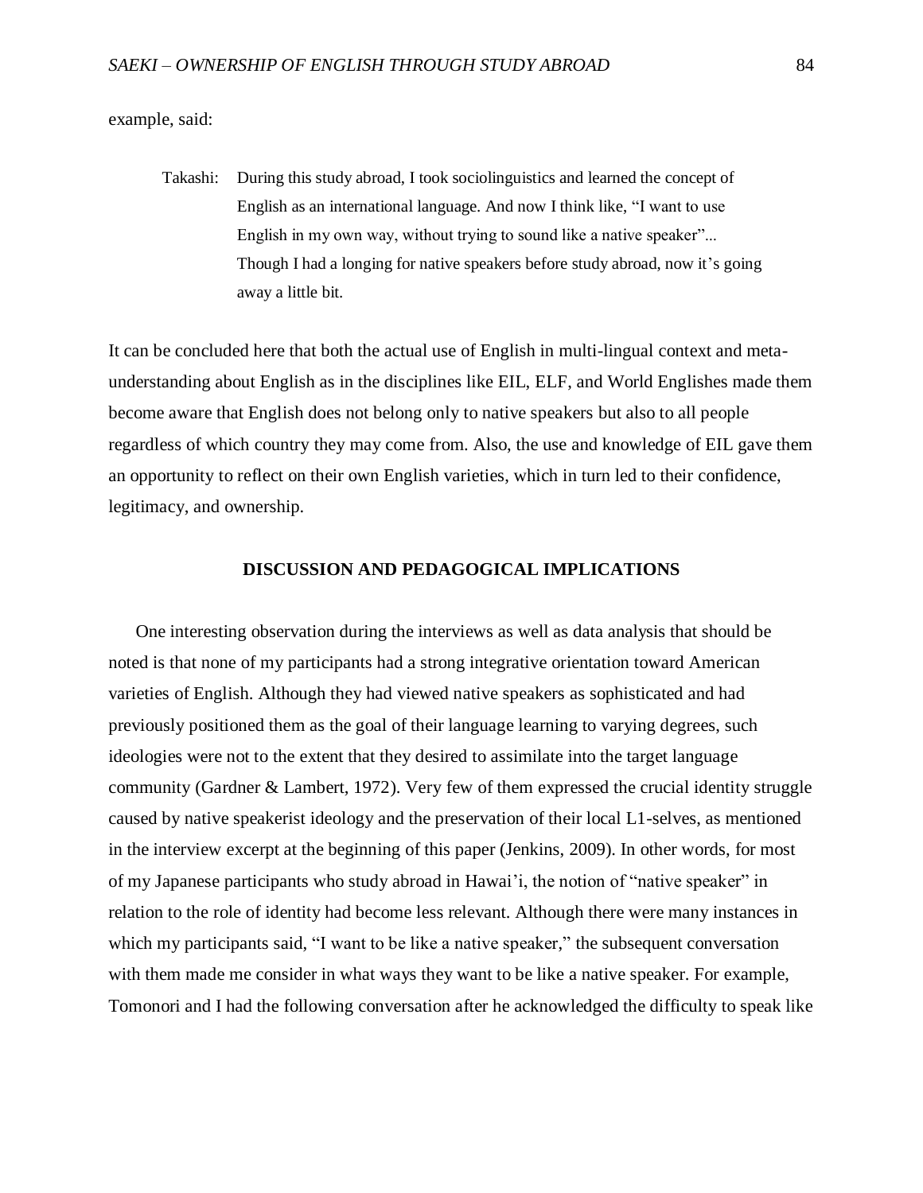example, said:

> Takashi: During this study abroad, I took sociolinguistics and learned the concept of English as an international language. And now I think like, "I want to use English in my own way, without trying to sound like a native speaker"... Though I had a longing for native speakers before study abroad, now it's going away a little bit.

It can be concluded here that both the actual use of English in multi-lingual context and meta-understanding about English as in the disciplines like EIL, ELF, and World Englishes made them become aware that English does not belong only to native speakers but also to all people regardless of which country they may come from. Also, the use and knowledge of EIL gave them an opportunity to reflect on their own English varieties, which in turn led to their confidence, legitimacy, and ownership.

## DISCUSSION AND PEDAGOGICAL IMPLICATIONS

One interesting observation during the interviews as well as data analysis that should be noted is that none of my participants had a strong integrative orientation toward American varieties of English. Although they had viewed native speakers as sophisticated and had previously positioned them as the goal of their language learning to varying degrees, such ideologies were not to the extent that they desired to assimilate into the target language community (Gardner & Lambert, 1972). Very few of them expressed the crucial identity struggle caused by native speakerist ideology and the preservation of their local L1-selves, as mentioned in the interview excerpt at the beginning of this paper (Jenkins, 2009). In other words, for most of my Japanese participants who study abroad in Hawai'i, the notion of "native speaker" in relation to the role of identity had become less relevant. Although there were many instances in which my participants said, "I want to be like a native speaker," the subsequent conversation with them made me consider in what ways they want to be like a native speaker. For example, Tomonori and I had the following conversation after he acknowledged the difficulty to speak like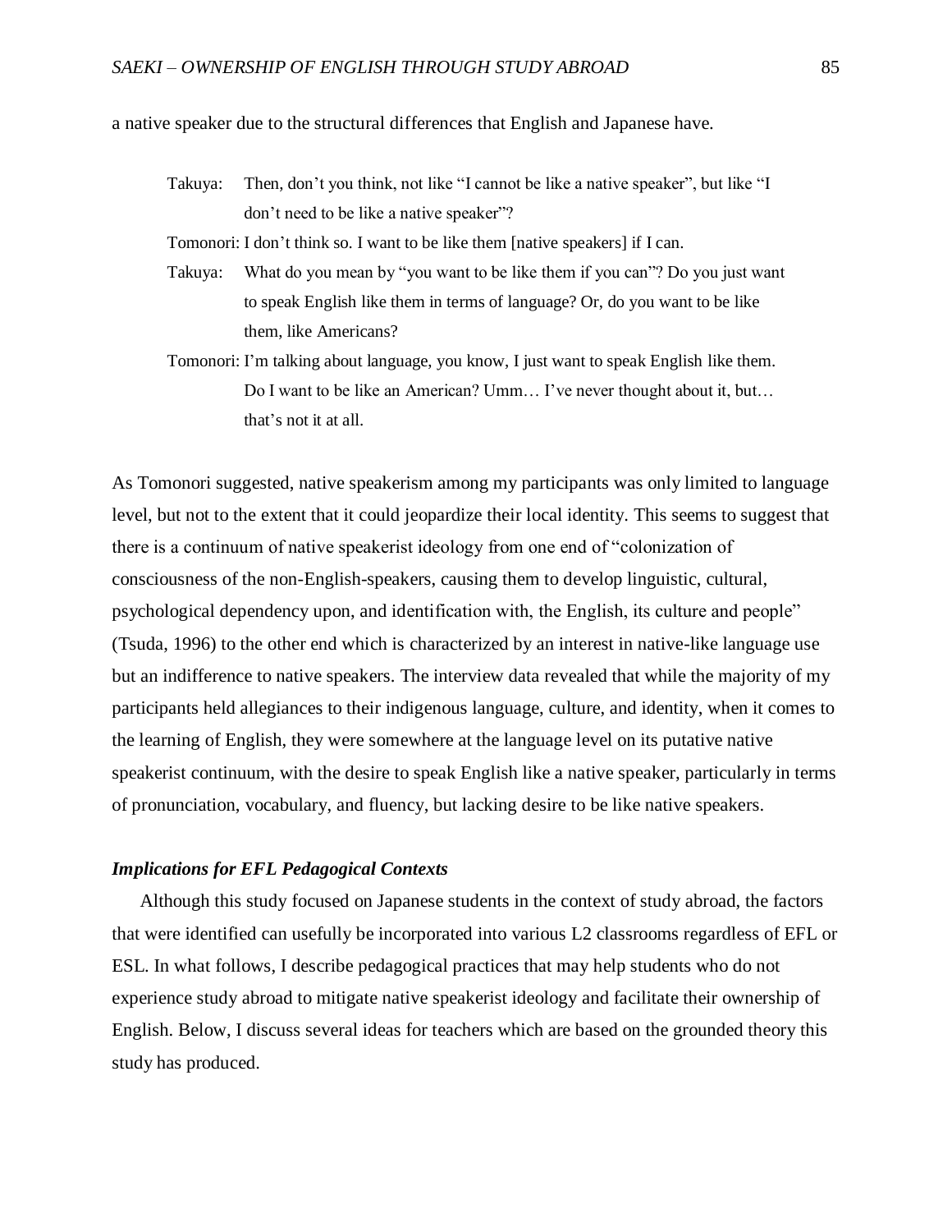a native speaker due to the structural differences that English and Japanese have.

> Takuya: Then, don't you think, not like "I cannot be like a native speaker", but like "I don't need to be like a native speaker"?
>
> Tomonori: I don't think so. I want to be like them [native speakers] if I can.
>
> Takuya: What do you mean by "you want to be like them if you can"? Do you just want to speak English like them in terms of language? Or, do you want to be like them, like Americans?
>
> Tomonori: I'm talking about language, you know, I just want to speak English like them. Do I want to be like an American? Umm… I've never thought about it, but… that's not it at all.

As Tomonori suggested, native speakerism among my participants was only limited to language level, but not to the extent that it could jeopardize their local identity. This seems to suggest that there is a continuum of native speakerist ideology from one end of "colonization of consciousness of the non-English-speakers, causing them to develop linguistic, cultural, psychological dependency upon, and identification with, the English, its culture and people" (Tsuda, 1996) to the other end which is characterized by an interest in native-like language use but an indifference to native speakers. The interview data revealed that while the majority of my participants held allegiances to their indigenous language, culture, and identity, when it comes to the learning of English, they were somewhere at the language level on its putative native speakerist continuum, with the desire to speak English like a native speaker, particularly in terms of pronunciation, vocabulary, and fluency, but lacking desire to be like native speakers.

### *Implications for EFL Pedagogical Contexts*

Although this study focused on Japanese students in the context of study abroad, the factors that were identified can usefully be incorporated into various L2 classrooms regardless of EFL or ESL. In what follows, I describe pedagogical practices that may help students who do not experience study abroad to mitigate native speakerist ideology and facilitate their ownership of English. Below, I discuss several ideas for teachers which are based on the grounded theory this study has produced.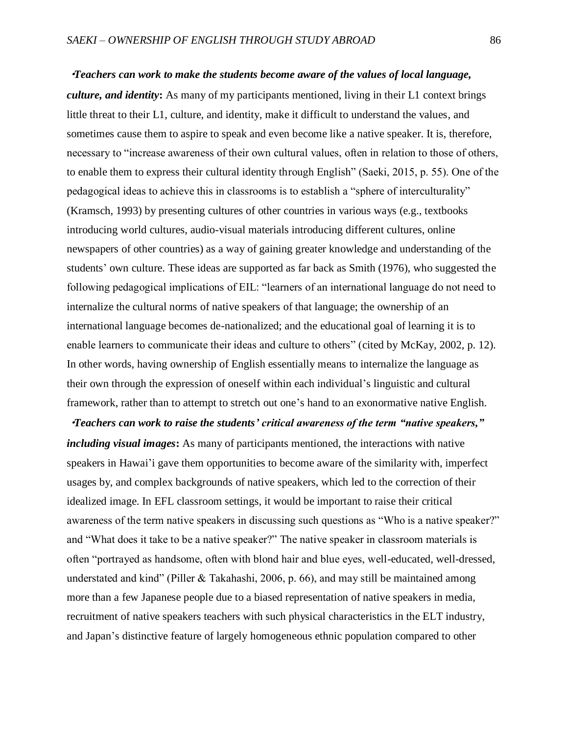·***Teachers can work to make the students become aware of the values of local language, culture, and identity*****:** As many of my participants mentioned, living in their L1 context brings little threat to their L1, culture, and identity, make it difficult to understand the values, and sometimes cause them to aspire to speak and even become like a native speaker. It is, therefore, necessary to "increase awareness of their own cultural values, often in relation to those of others, to enable them to express their cultural identity through English" (Saeki, 2015, p. 55). One of the pedagogical ideas to achieve this in classrooms is to establish a "sphere of interculturality" (Kramsch, 1993) by presenting cultures of other countries in various ways (e.g., textbooks introducing world cultures, audio-visual materials introducing different cultures, online newspapers of other countries) as a way of gaining greater knowledge and understanding of the students' own culture. These ideas are supported as far back as Smith (1976), who suggested the following pedagogical implications of EIL: "learners of an international language do not need to internalize the cultural norms of native speakers of that language; the ownership of an international language becomes de-nationalized; and the educational goal of learning it is to enable learners to communicate their ideas and culture to others" (cited by McKay, 2002, p. 12). In other words, having ownership of English essentially means to internalize the language as their own through the expression of oneself within each individual's linguistic and cultural framework, rather than to attempt to stretch out one's hand to an exonormative native English.

·***Teachers can work to raise the students' critical awareness of the term "native speakers," including visual images*****:** As many of participants mentioned, the interactions with native speakers in Hawai'i gave them opportunities to become aware of the similarity with, imperfect usages by, and complex backgrounds of native speakers, which led to the correction of their idealized image. In EFL classroom settings, it would be important to raise their critical awareness of the term native speakers in discussing such questions as "Who is a native speaker?" and "What does it take to be a native speaker?" The native speaker in classroom materials is often "portrayed as handsome, often with blond hair and blue eyes, well-educated, well-dressed, understated and kind" (Piller & Takahashi, 2006, p. 66), and may still be maintained among more than a few Japanese people due to a biased representation of native speakers in media, recruitment of native speakers teachers with such physical characteristics in the ELT industry, and Japan's distinctive feature of largely homogeneous ethnic population compared to other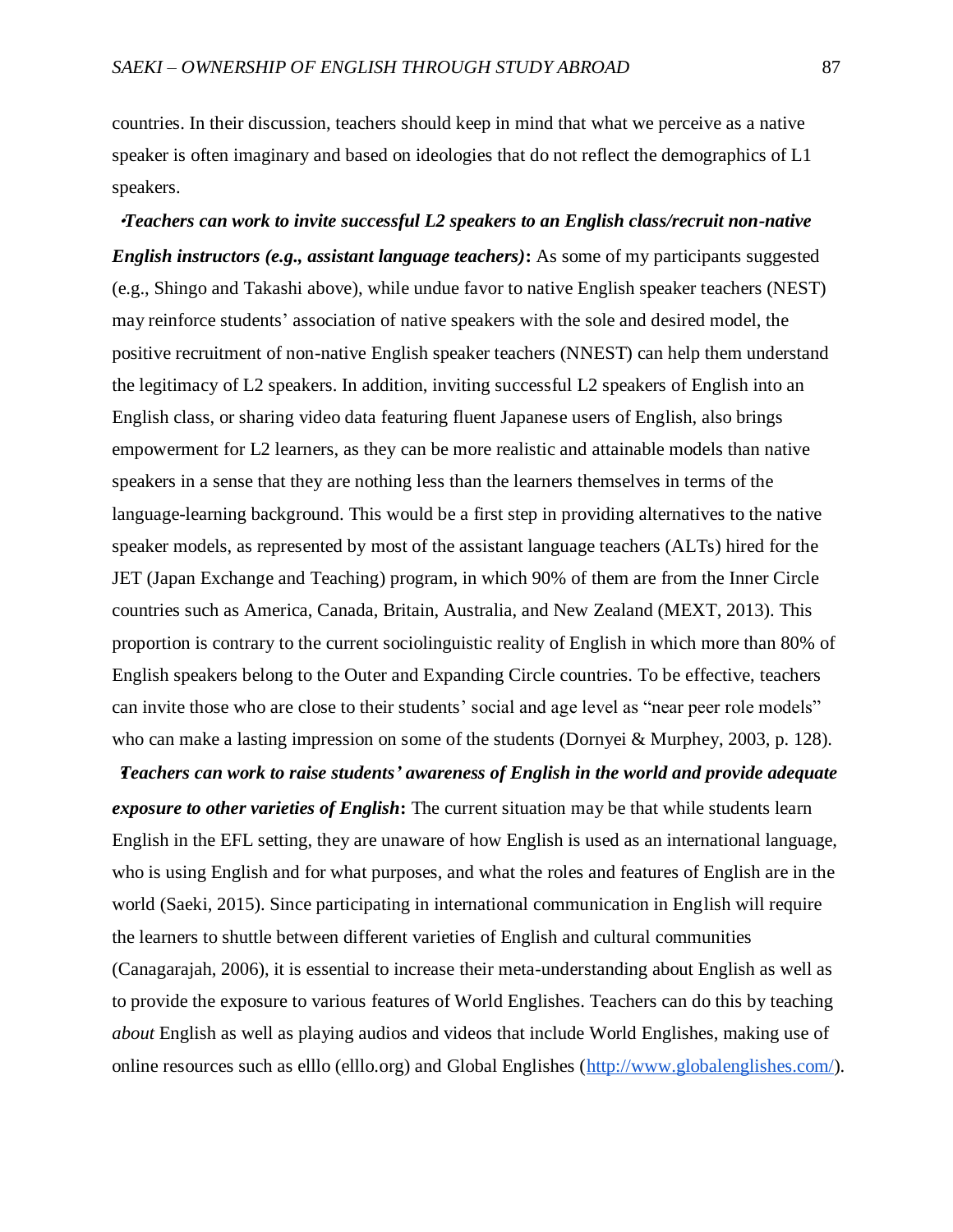countries. In their discussion, teachers should keep in mind that what we perceive as a native speaker is often imaginary and based on ideologies that do not reflect the demographics of L1 speakers.

- ***Teachers can work to invite successful L2 speakers to an English class/recruit non-native English instructors (e.g., assistant language teachers)*:** As some of my participants suggested (e.g., Shingo and Takashi above), while undue favor to native English speaker teachers (NEST) may reinforce students' association of native speakers with the sole and desired model, the positive recruitment of non-native English speaker teachers (NNEST) can help them understand the legitimacy of L2 speakers. In addition, inviting successful L2 speakers of English into an English class, or sharing video data featuring fluent Japanese users of English, also brings empowerment for L2 learners, as they can be more realistic and attainable models than native speakers in a sense that they are nothing less than the learners themselves in terms of the language-learning background. This would be a first step in providing alternatives to the native speaker models, as represented by most of the assistant language teachers (ALTs) hired for the JET (Japan Exchange and Teaching) program, in which 90% of them are from the Inner Circle countries such as America, Canada, Britain, Australia, and New Zealand (MEXT, 2013). This proportion is contrary to the current sociolinguistic reality of English in which more than 80% of English speakers belong to the Outer and Expanding Circle countries. To be effective, teachers can invite those who are close to their students' social and age level as "near peer role models" who can make a lasting impression on some of the students (Dornyei & Murphey, 2003, p. 128).
- ***Teachers can work to raise students' awareness of English in the world and provide adequate exposure to other varieties of English*:** The current situation may be that while students learn English in the EFL setting, they are unaware of how English is used as an international language, who is using English and for what purposes, and what the roles and features of English are in the world (Saeki, 2015). Since participating in international communication in English will require the learners to shuttle between different varieties of English and cultural communities (Canagarajah, 2006), it is essential to increase their meta-understanding about English as well as to provide the exposure to various features of World Englishes. Teachers can do this by teaching *about* English as well as playing audios and videos that include World Englishes, making use of online resources such as elllo (elllo.org) and Global Englishes (http://www.globalenglishes.com/).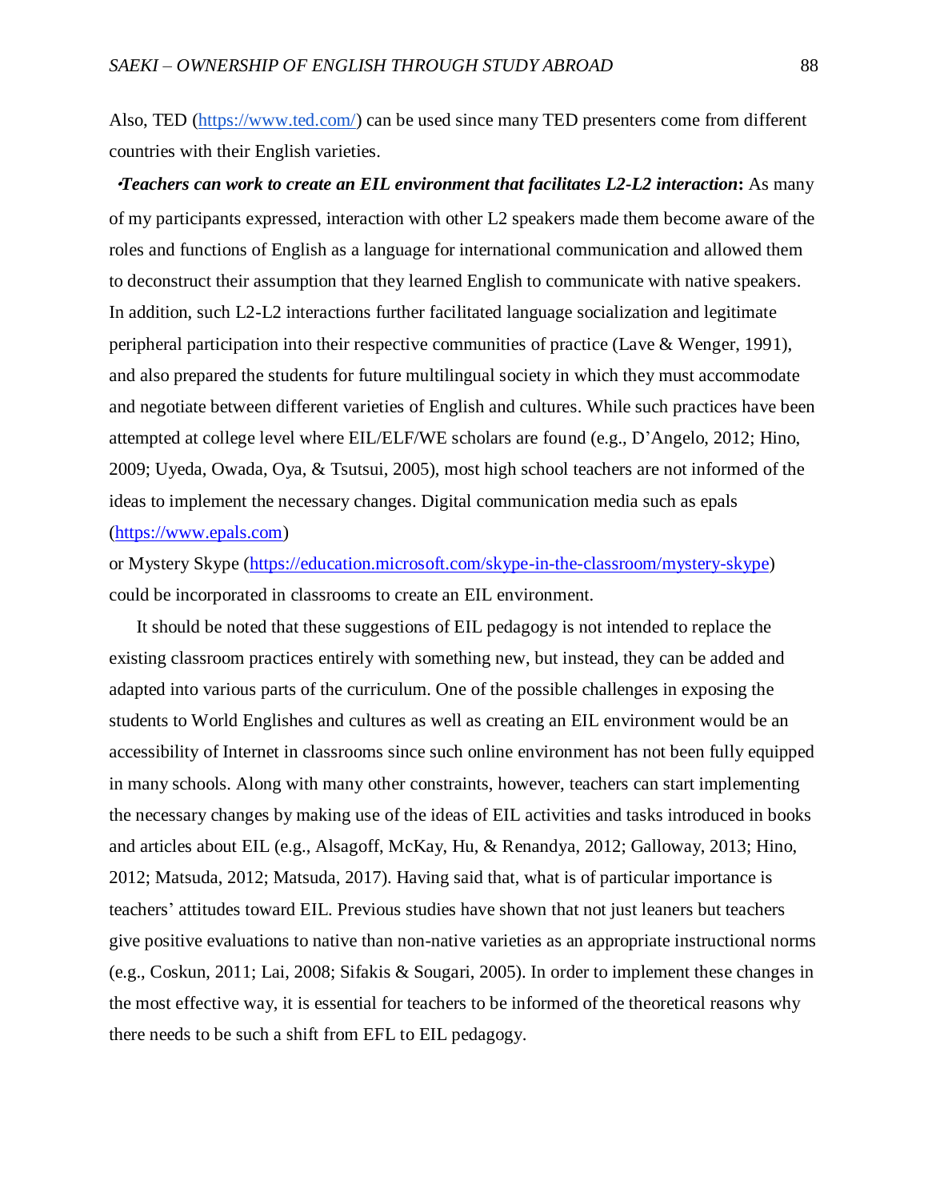Also, TED (https://www.ted.com/) can be used since many TED presenters come from different countries with their English varieties.

•***Teachers can work to create an EIL environment that facilitates L2-L2 interaction*****:** As many of my participants expressed, interaction with other L2 speakers made them become aware of the roles and functions of English as a language for international communication and allowed them to deconstruct their assumption that they learned English to communicate with native speakers. In addition, such L2-L2 interactions further facilitated language socialization and legitimate peripheral participation into their respective communities of practice (Lave & Wenger, 1991), and also prepared the students for future multilingual society in which they must accommodate and negotiate between different varieties of English and cultures. While such practices have been attempted at college level where EIL/ELF/WE scholars are found (e.g., D'Angelo, 2012; Hino, 2009; Uyeda, Owada, Oya, & Tsutsui, 2005), most high school teachers are not informed of the ideas to implement the necessary changes. Digital communication media such as epals (https://www.epals.com)
or Mystery Skype (https://education.microsoft.com/skype-in-the-classroom/mystery-skype) could be incorporated in classrooms to create an EIL environment.

It should be noted that these suggestions of EIL pedagogy is not intended to replace the existing classroom practices entirely with something new, but instead, they can be added and adapted into various parts of the curriculum. One of the possible challenges in exposing the students to World Englishes and cultures as well as creating an EIL environment would be an accessibility of Internet in classrooms since such online environment has not been fully equipped in many schools. Along with many other constraints, however, teachers can start implementing the necessary changes by making use of the ideas of EIL activities and tasks introduced in books and articles about EIL (e.g., Alsagoff, McKay, Hu, & Renandya, 2012; Galloway, 2013; Hino, 2012; Matsuda, 2012; Matsuda, 2017). Having said that, what is of particular importance is teachers' attitudes toward EIL. Previous studies have shown that not just leaners but teachers give positive evaluations to native than non-native varieties as an appropriate instructional norms (e.g., Coskun, 2011; Lai, 2008; Sifakis & Sougari, 2005). In order to implement these changes in the most effective way, it is essential for teachers to be informed of the theoretical reasons why there needs to be such a shift from EFL to EIL pedagogy.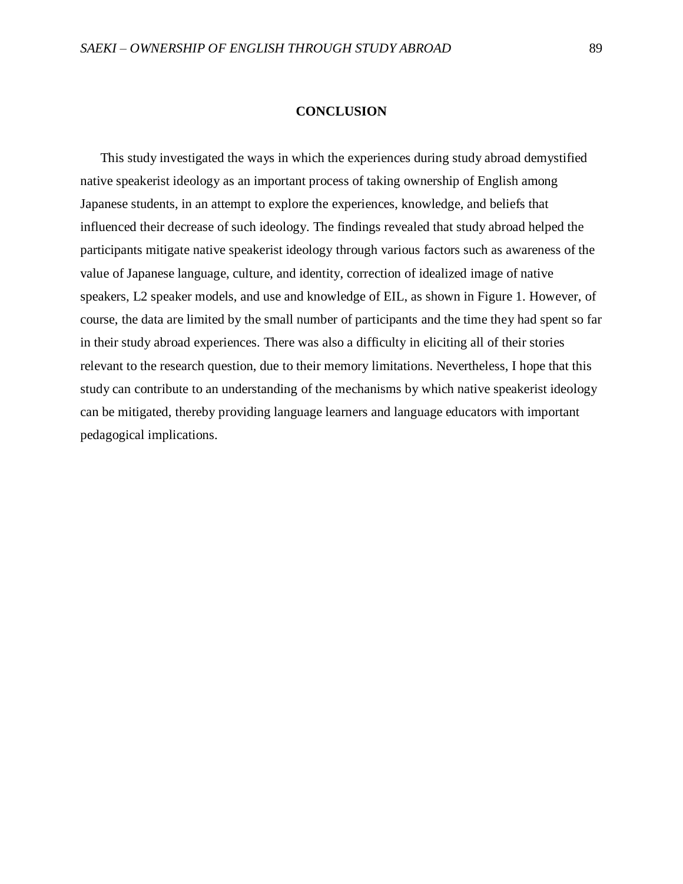## CONCLUSION

This study investigated the ways in which the experiences during study abroad demystified native speakerist ideology as an important process of taking ownership of English among Japanese students, in an attempt to explore the experiences, knowledge, and beliefs that influenced their decrease of such ideology. The findings revealed that study abroad helped the participants mitigate native speakerist ideology through various factors such as awareness of the value of Japanese language, culture, and identity, correction of idealized image of native speakers, L2 speaker models, and use and knowledge of EIL, as shown in Figure 1. However, of course, the data are limited by the small number of participants and the time they had spent so far in their study abroad experiences. There was also a difficulty in eliciting all of their stories relevant to the research question, due to their memory limitations. Nevertheless, I hope that this study can contribute to an understanding of the mechanisms by which native speakerist ideology can be mitigated, thereby providing language learners and language educators with important pedagogical implications.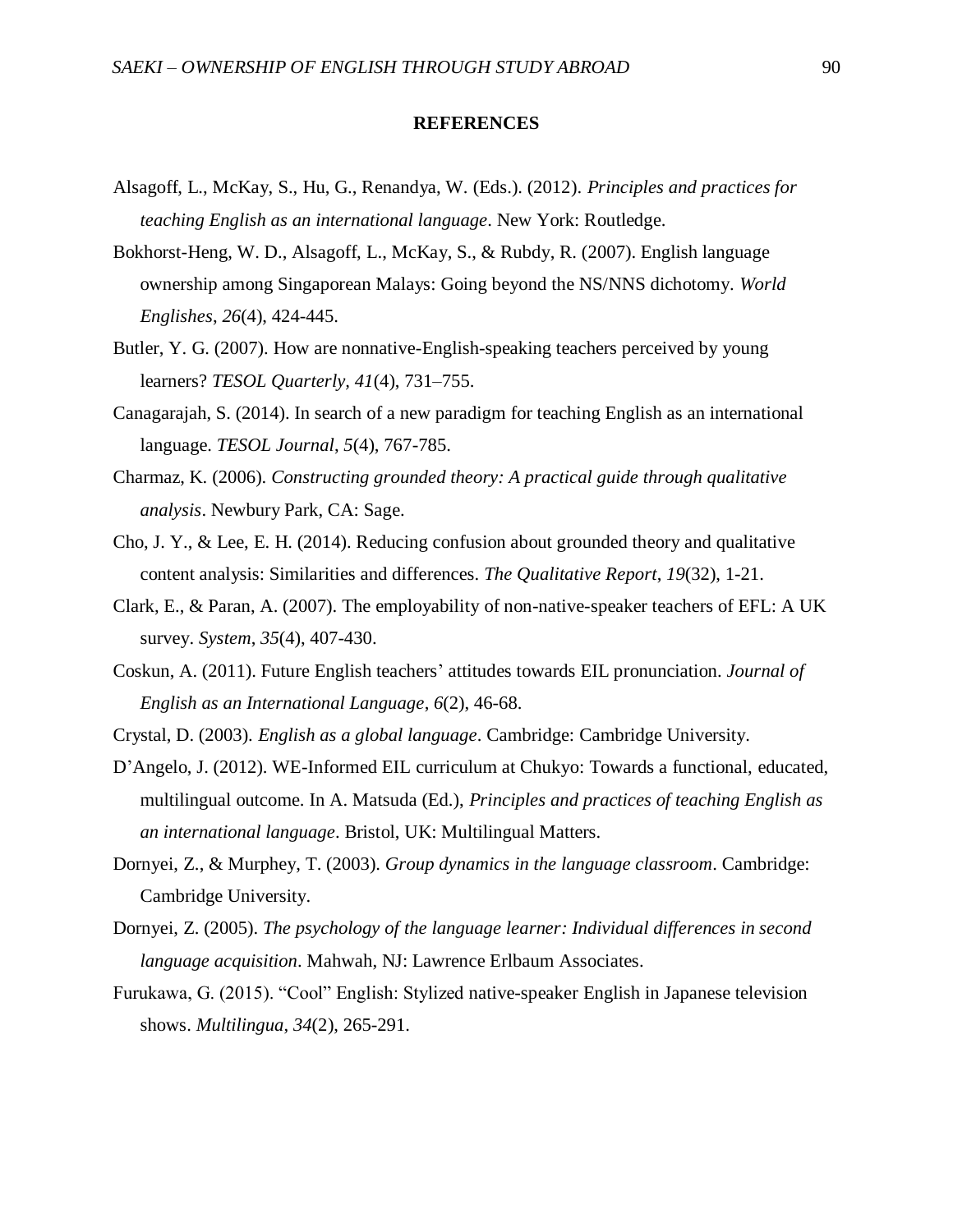## REFERENCES

Alsagoff, L., McKay, S., Hu, G., Renandya, W. (Eds.). (2012). *Principles and practices for teaching English as an international language*. New York: Routledge.

Bokhorst-Heng, W. D., Alsagoff, L., McKay, S., & Rubdy, R. (2007). English language ownership among Singaporean Malays: Going beyond the NS/NNS dichotomy. *World Englishes, 26*(4), 424-445.

Butler, Y. G. (2007). How are nonnative-English-speaking teachers perceived by young learners? *TESOL Quarterly*, *41*(4), 731–755.

Canagarajah, S. (2014). In search of a new paradigm for teaching English as an international language. *TESOL Journal*, *5*(4), 767-785.

Charmaz, K. (2006). *Constructing grounded theory: A practical guide through qualitative analysis*. Newbury Park, CA: Sage.

Cho, J. Y., & Lee, E. H. (2014). Reducing confusion about grounded theory and qualitative content analysis: Similarities and differences. *The Qualitative Report*, *19*(32), 1-21.

Clark, E., & Paran, A. (2007). The employability of non-native-speaker teachers of EFL: A UK survey. *System*, *35*(4), 407-430.

Coskun, A. (2011). Future English teachers' attitudes towards EIL pronunciation. *Journal of English as an International Language*, *6*(2), 46-68.

Crystal, D. (2003). *English as a global language*. Cambridge: Cambridge University.

D'Angelo, J. (2012). WE-Informed EIL curriculum at Chukyo: Towards a functional, educated, multilingual outcome. In A. Matsuda (Ed.), *Principles and practices of teaching English as an international language*. Bristol, UK: Multilingual Matters.

Dornyei, Z., & Murphey, T. (2003). *Group dynamics in the language classroom*. Cambridge: Cambridge University.

Dornyei, Z. (2005). *The psychology of the language learner: Individual differences in second language acquisition*. Mahwah, NJ: Lawrence Erlbaum Associates.

Furukawa, G. (2015). "Cool" English: Stylized native-speaker English in Japanese television shows. *Multilingua*, *34*(2), 265-291.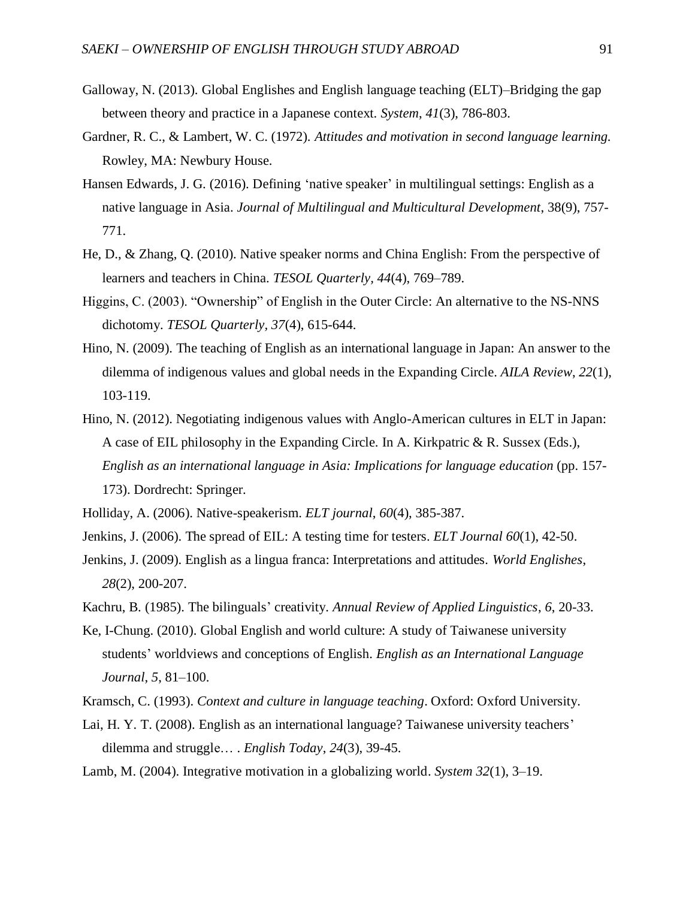Galloway, N. (2013). Global Englishes and English language teaching (ELT)–Bridging the gap between theory and practice in a Japanese context. *System*, *41*(3), 786-803.

Gardner, R. C., & Lambert, W. C. (1972). *Attitudes and motivation in second language learning.* Rowley, MA: Newbury House.

Hansen Edwards, J. G. (2016). Defining 'native speaker' in multilingual settings: English as a native language in Asia. *Journal of Multilingual and Multicultural Development*, 38(9), 757-771.

He, D., & Zhang, Q. (2010). Native speaker norms and China English: From the perspective of learners and teachers in China. *TESOL Quarterly, 44*(4), 769–789.

Higgins, C. (2003). "Ownership" of English in the Outer Circle: An alternative to the NS-NNS dichotomy. *TESOL Quarterly*, *37*(4), 615-644.

Hino, N. (2009). The teaching of English as an international language in Japan: An answer to the dilemma of indigenous values and global needs in the Expanding Circle. *AILA Review*, *22*(1), 103-119.

Hino, N. (2012). Negotiating indigenous values with Anglo-American cultures in ELT in Japan: A case of EIL philosophy in the Expanding Circle. In A. Kirkpatric & R. Sussex (Eds.), *English as an international language in Asia: Implications for language education* (pp. 157-173). Dordrecht: Springer.

Holliday, A. (2006). Native-speakerism. *ELT journal*, *60*(4), 385-387.

Jenkins, J. (2006). The spread of EIL: A testing time for testers. *ELT Journal 60*(1), 42-50.

Jenkins, J. (2009). English as a lingua franca: Interpretations and attitudes. *World Englishes*, *28*(2), 200-207.

Kachru, B. (1985). The bilinguals' creativity. *Annual Review of Applied Linguistics*, *6*, 20-33.

Ke, I-Chung. (2010). Global English and world culture: A study of Taiwanese university students' worldviews and conceptions of English. *English as an International Language Journal*, *5*, 81–100.

Kramsch, C. (1993). *Context and culture in language teaching*. Oxford: Oxford University.

Lai, H. Y. T. (2008). English as an international language? Taiwanese university teachers' dilemma and struggle… . *English Today*, *24*(3), 39-45.

Lamb, M. (2004). Integrative motivation in a globalizing world. *System 32*(1), 3–19.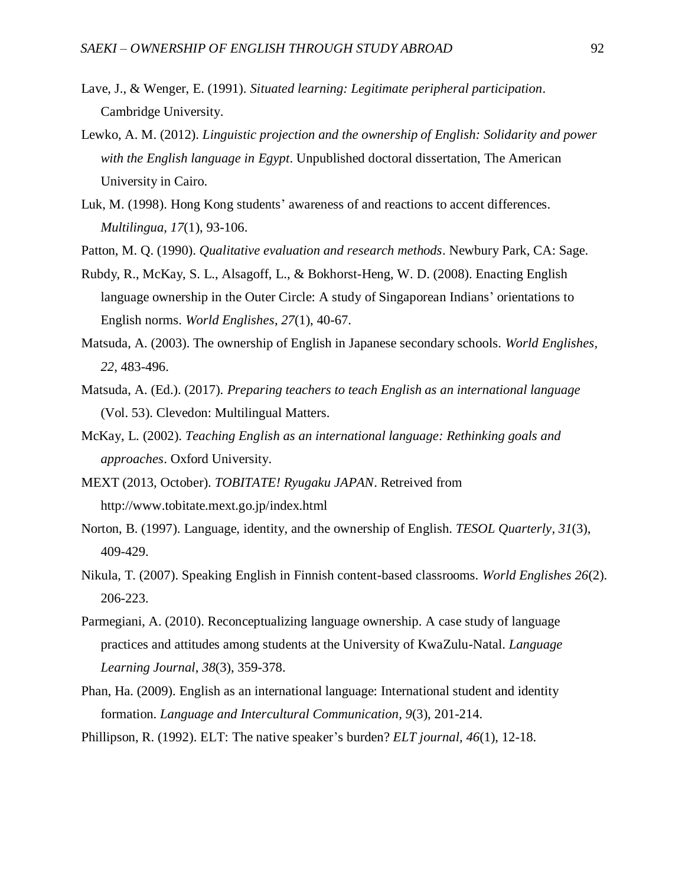Lave, J., & Wenger, E. (1991). *Situated learning: Legitimate peripheral participation*. Cambridge University.

Lewko, A. M. (2012). *Linguistic projection and the ownership of English: Solidarity and power with the English language in Egypt*. Unpublished doctoral dissertation, The American University in Cairo.

Luk, M. (1998). Hong Kong students' awareness of and reactions to accent differences. *Multilingua, 17*(1), 93-106.

Patton, M. Q. (1990). *Qualitative evaluation and research methods*. Newbury Park, CA: Sage.

Rubdy, R., McKay, S. L., Alsagoff, L., & Bokhorst-Heng, W. D. (2008). Enacting English language ownership in the Outer Circle: A study of Singaporean Indians' orientations to English norms. *World Englishes*, *27*(1), 40-67.

Matsuda, A. (2003). The ownership of English in Japanese secondary schools. *World Englishes*, *22*, 483-496.

Matsuda, A. (Ed.). (2017). *Preparing teachers to teach English as an international language* (Vol. 53). Clevedon: Multilingual Matters.

McKay, L. (2002). *Teaching English as an international language: Rethinking goals and approaches*. Oxford University.

MEXT (2013, October). *TOBITATE! Ryugaku JAPAN*. Retreived from http://www.tobitate.mext.go.jp/index.html

Norton, B. (1997). Language, identity, and the ownership of English. *TESOL Quarterly, 31*(3), 409-429.

Nikula, T. (2007). Speaking English in Finnish content-based classrooms. *World Englishes 26*(2). 206-223.

Parmegiani, A. (2010). Reconceptualizing language ownership. A case study of language practices and attitudes among students at the University of KwaZulu-Natal. *Language Learning Journal*, *38*(3), 359-378.

Phan, Ha. (2009). English as an international language: International student and identity formation. *Language and Intercultural Communication*, *9*(3), 201-214.

Phillipson, R. (1992). ELT: The native speaker's burden? *ELT journal, 46*(1), 12-18.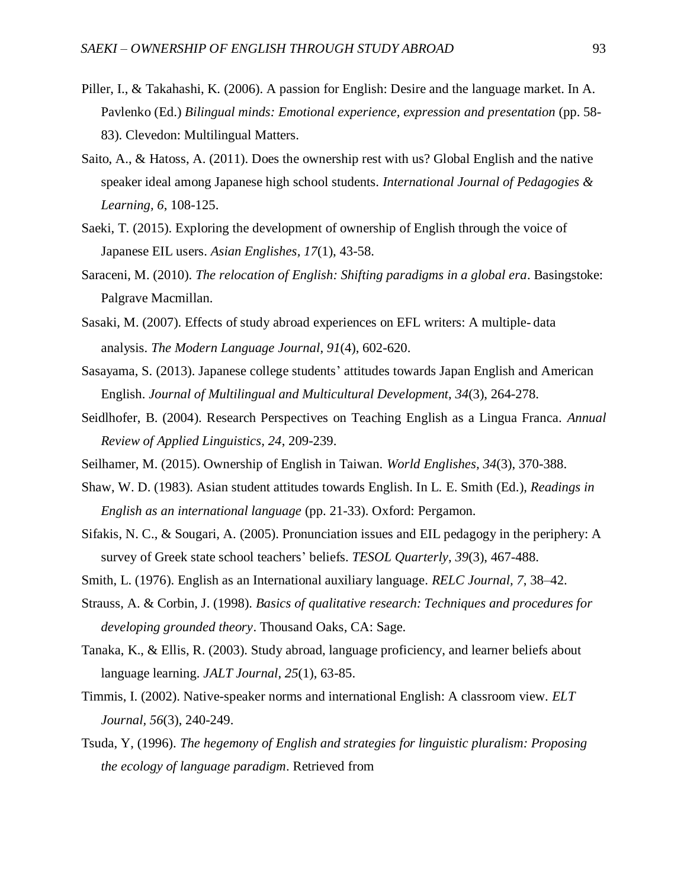Piller, I., & Takahashi, K. (2006). A passion for English: Desire and the language market. In A. Pavlenko (Ed.) *Bilingual minds: Emotional experience, expression and presentation* (pp. 58-83). Clevedon: Multilingual Matters.

Saito, A., & Hatoss, A. (2011). Does the ownership rest with us? Global English and the native speaker ideal among Japanese high school students. *International Journal of Pedagogies & Learning, 6*, 108-125.

Saeki, T. (2015). Exploring the development of ownership of English through the voice of Japanese EIL users. *Asian Englishes, 17*(1), 43-58.

Saraceni, M. (2010). *The relocation of English: Shifting paradigms in a global era*. Basingstoke: Palgrave Macmillan.

Sasaki, M. (2007). Effects of study abroad experiences on EFL writers: A multiple- data analysis. *The Modern Language Journal*, *91*(4), 602-620.

Sasayama, S. (2013). Japanese college students' attitudes towards Japan English and American English. *Journal of Multilingual and Multicultural Development*, *34*(3), 264-278.

Seidlhofer, B. (2004). Research Perspectives on Teaching English as a Lingua Franca. *Annual Review of Applied Linguistics, 24*, 209-239.

Seilhamer, M. (2015). Ownership of English in Taiwan. *World Englishes, 34*(3), 370-388.

Shaw, W. D. (1983). Asian student attitudes towards English. In L. E. Smith (Ed.), *Readings in English as an international language* (pp. 21-33). Oxford: Pergamon.

Sifakis, N. C., & Sougari, A. (2005). Pronunciation issues and EIL pedagogy in the periphery: A survey of Greek state school teachers' beliefs. *TESOL Quarterly*, *39*(3), 467-488.

Smith, L. (1976). English as an International auxiliary language. *RELC Journal, 7*, 38–42.

Strauss, A. & Corbin, J. (1998). *Basics of qualitative research: Techniques and procedures for developing grounded theory*. Thousand Oaks, CA: Sage.

Tanaka, K., & Ellis, R. (2003). Study abroad, language proficiency, and learner beliefs about language learning. *JALT Journal*, *25*(1), 63-85.

Timmis, I. (2002). Native-speaker norms and international English: A classroom view. *ELT Journal, 56*(3), 240-249.

Tsuda, Y, (1996). *The hegemony of English and strategies for linguistic pluralism: Proposing the ecology of language paradigm*. Retrieved from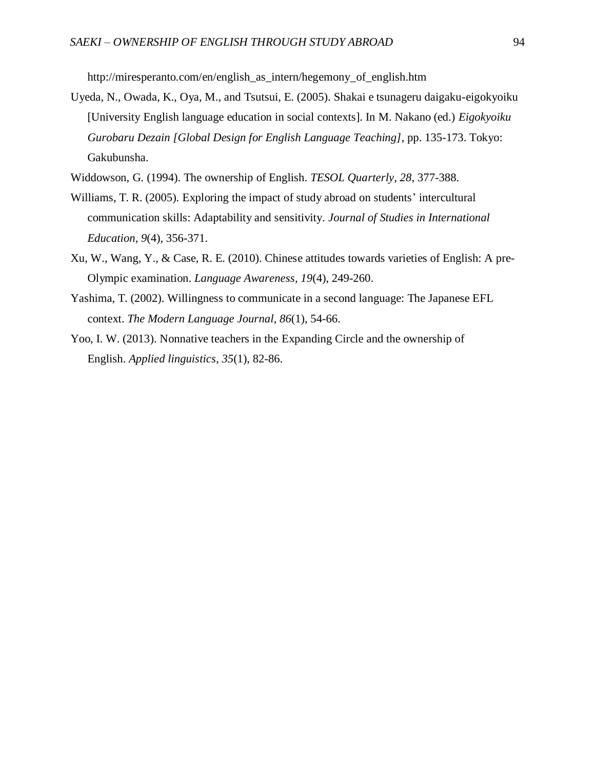http://miresperanto.com/en/english_as_intern/hegemony_of_english.htm

Uyeda, N., Owada, K., Oya, M., and Tsutsui, E. (2005). Shakai e tsunageru daigaku-eigokyoiku [University English language education in social contexts]. In M. Nakano (ed.) *Eigokyoiku Gurobaru Dezain [Global Design for English Language Teaching]*, pp. 135-173. Tokyo: Gakubunsha.

Widdowson, G. (1994). The ownership of English. *TESOL Quarterly*, *28*, 377-388.

Williams, T. R. (2005). Exploring the impact of study abroad on students' intercultural communication skills: Adaptability and sensitivity. *Journal of Studies in International Education*, *9*(4), 356-371.

Xu, W., Wang, Y., & Case, R. E. (2010). Chinese attitudes towards varieties of English: A pre-Olympic examination. *Language Awareness*, *19*(4), 249-260.

Yashima, T. (2002). Willingness to communicate in a second language: The Japanese EFL context. *The Modern Language Journal*, *86*(1), 54-66.

Yoo, I. W. (2013). Nonnative teachers in the Expanding Circle and the ownership of English. *Applied linguistics*, *35*(1), 82-86.